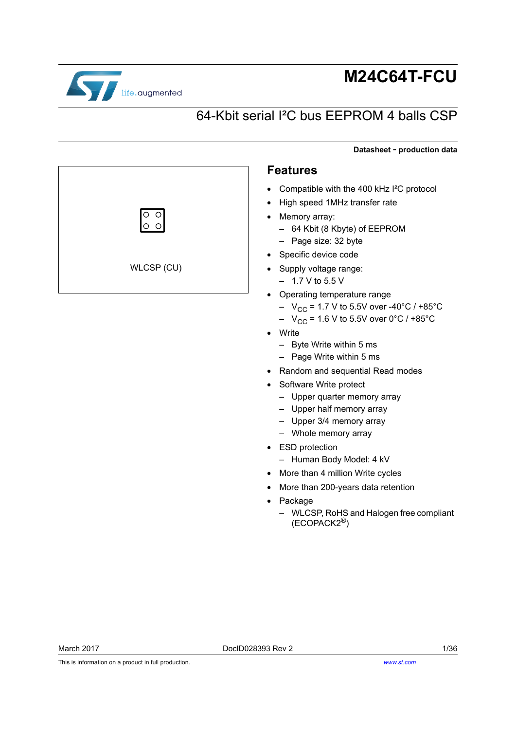# M24C64T-FCU

## 64-Kbit serial I²C bus EEPROM 4 balls CSP

**Datasheet - production data**

WLCSP (CU)

## Features

- Compatible with the 400 kHz I²C protocol
- High speed 1MHz transfer rate
- Memory array:
  - 64 Kbit (8 Kbyte) of EEPROM
  - Page size: 32 byte
- Specific device code
- Supply voltage range:
  - 1.7 V to 5.5 V
- Operating temperature range
  - $V_{CC}$ = 1.7 V to 5.5V over -40°C / +85°C
  - $V_{CC}$ = 1.6 V to 5.5V over 0°C / +85°C
- Write
  - Byte Write within 5 ms
  - Page Write within 5 ms
- Random and sequential Read modes
- Software Write protect
  - Upper quarter memory array
  - Upper half memory array
  - Upper 3/4 memory array
  - Whole memory array
- ESD protection
  - Human Body Model: 4 kV
- More than 4 million Write cycles
- More than 200-years data retention
- Package
  - WLCSP, RoHS and Halogen free compliant (ECOPACK2®)

March 2017 DocID028393 Rev 2

This is information on a product in full production.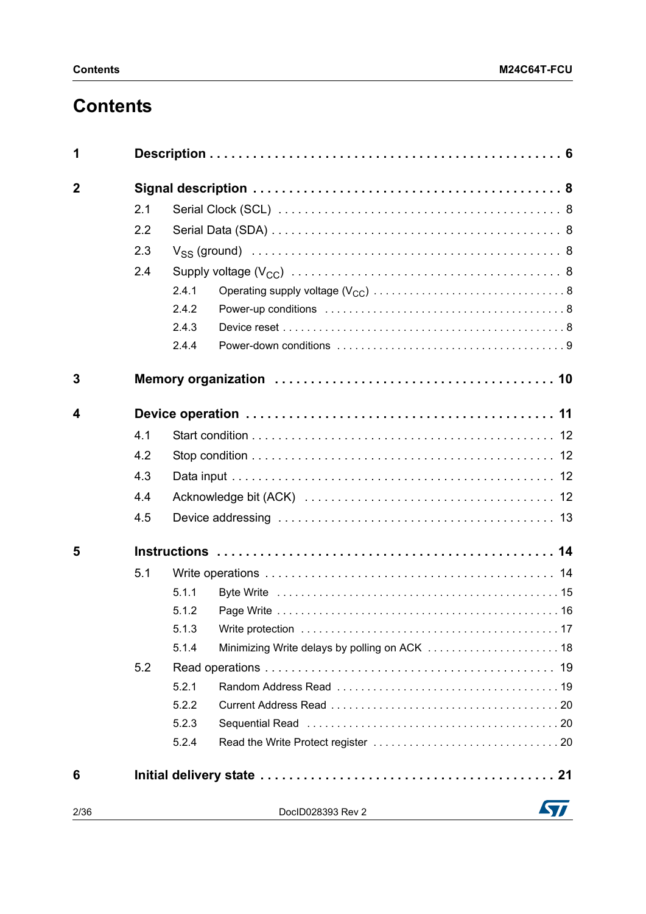# Contents

**1 Description** . . . . . . . . . . . . . . . . . . . . . . . . . . . . . . . . . . . . . . . . . . . . . . . . **6**

**2 Signal description** . . . . . . . . . . . . . . . . . . . . . . . . . . . . . . . . . . . . . . . . . . **8**

- 2.1 Serial Clock (SCL) . . . . . . . . . . . . . . . . . . . . . . . . . . . . . . . . . . . . . . . . . 8
- 2.2 Serial Data (SDA) . . . . . . . . . . . . . . . . . . . . . . . . . . . . . . . . . . . . . . . . . . 8
- 2.3 $V_{SS}$ (ground) . . . . . . . . . . . . . . . . . . . . . . . . . . . . . . . . . . . . . . . . . . . . 8
- 2.4 Supply voltage ($V_{CC}$) . . . . . . . . . . . . . . . . . . . . . . . . . . . . . . . . . . . . . . . 8
  - 2.4.1 Operating supply voltage ($V_{CC}$) . . . . . . . . . . . . . . . . . . . . . . . . . . . . . . . 8
  - 2.4.2 Power-up conditions . . . . . . . . . . . . . . . . . . . . . . . . . . . . . . . . . . . . . . . 8
  - 2.4.3 Device reset . . . . . . . . . . . . . . . . . . . . . . . . . . . . . . . . . . . . . . . . . . . . . 8
  - 2.4.4 Power-down conditions . . . . . . . . . . . . . . . . . . . . . . . . . . . . . . . . . . . . . 9

**3 Memory organization** . . . . . . . . . . . . . . . . . . . . . . . . . . . . . . . . . . . . . **10**

**4 Device operation** . . . . . . . . . . . . . . . . . . . . . . . . . . . . . . . . . . . . . . . . . **11**

- 4.1 Start condition . . . . . . . . . . . . . . . . . . . . . . . . . . . . . . . . . . . . . . . . . . . . 12
- 4.2 Stop condition . . . . . . . . . . . . . . . . . . . . . . . . . . . . . . . . . . . . . . . . . . . . 12
- 4.3 Data input . . . . . . . . . . . . . . . . . . . . . . . . . . . . . . . . . . . . . . . . . . . . . . . 12
- 4.4 Acknowledge bit (ACK) . . . . . . . . . . . . . . . . . . . . . . . . . . . . . . . . . . . . . 12
- 4.5 Device addressing . . . . . . . . . . . . . . . . . . . . . . . . . . . . . . . . . . . . . . . . . 13

**5 Instructions** . . . . . . . . . . . . . . . . . . . . . . . . . . . . . . . . . . . . . . . . . . . . . . **14**

- 5.1 Write operations . . . . . . . . . . . . . . . . . . . . . . . . . . . . . . . . . . . . . . . . . . 14
  - 5.1.1 Byte Write . . . . . . . . . . . . . . . . . . . . . . . . . . . . . . . . . . . . . . . . . . . . . . 15
  - 5.1.2 Page Write . . . . . . . . . . . . . . . . . . . . . . . . . . . . . . . . . . . . . . . . . . . . . . 16
  - 5.1.3 Write protection . . . . . . . . . . . . . . . . . . . . . . . . . . . . . . . . . . . . . . . . . . 17
  - 5.1.4 Minimizing Write delays by polling on ACK . . . . . . . . . . . . . . . . . . . . . . 18
- 5.2 Read operations . . . . . . . . . . . . . . . . . . . . . . . . . . . . . . . . . . . . . . . . . . 19
  - 5.2.1 Random Address Read . . . . . . . . . . . . . . . . . . . . . . . . . . . . . . . . . . . . 19
  - 5.2.2 Current Address Read . . . . . . . . . . . . . . . . . . . . . . . . . . . . . . . . . . . . . 20
  - 5.2.3 Sequential Read . . . . . . . . . . . . . . . . . . . . . . . . . . . . . . . . . . . . . . . . . 20
  - 5.2.4 Read the Write Protect register . . . . . . . . . . . . . . . . . . . . . . . . . . . . . . . 20

**6 Initial delivery state** . . . . . . . . . . . . . . . . . . . . . . . . . . . . . . . . . . . . . . . . **21**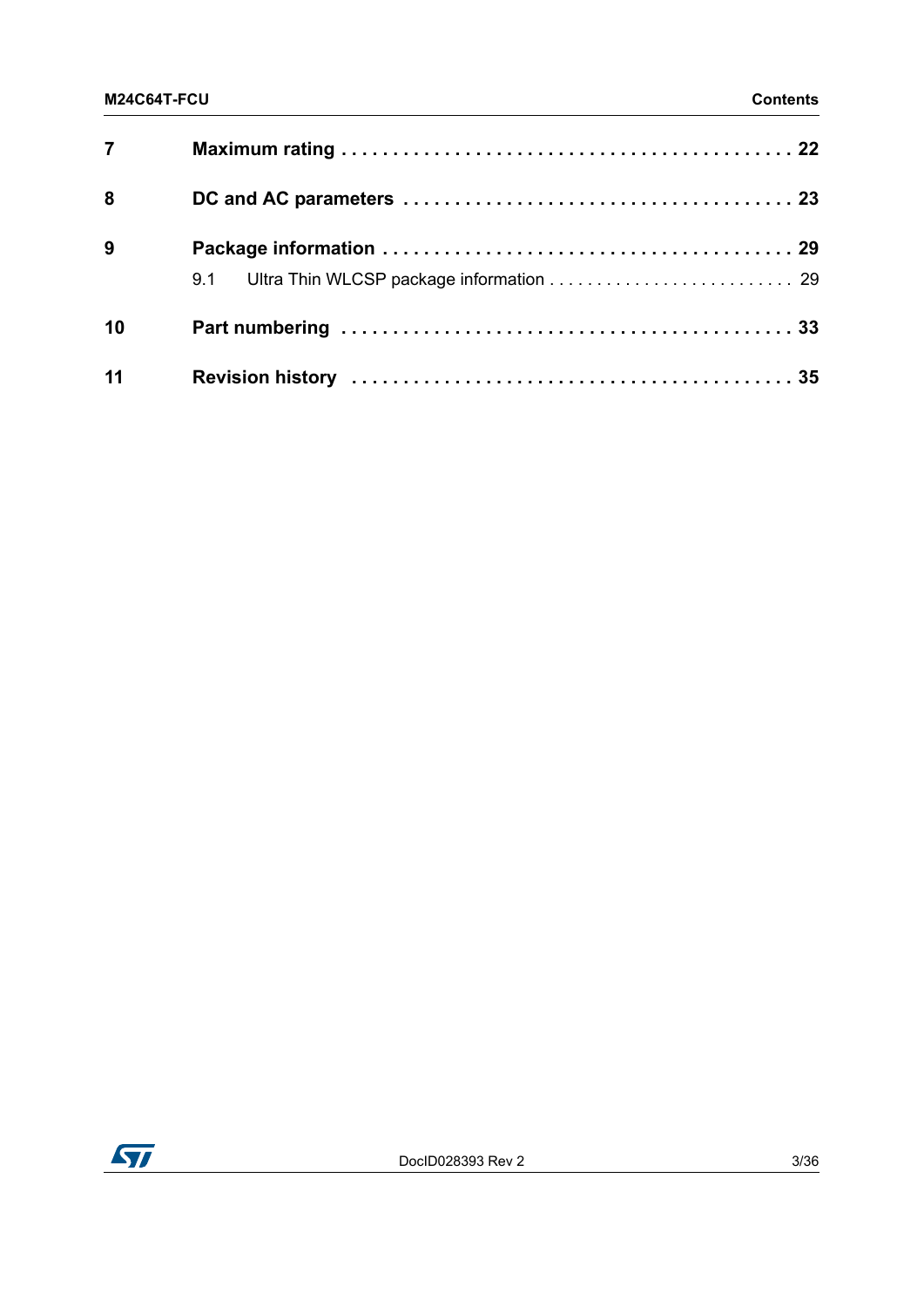| | | |
|---|---|---|
| **7** | **Maximum rating** | **22** |
| **8** | **DC and AC parameters** | **23** |
| **9** | **Package information** | **29** |
| | 9.1 Ultra Thin WLCSP package information | 29 |
| **10** | **Part numbering** | **33** |
| **11** | **Revision history** | **35** |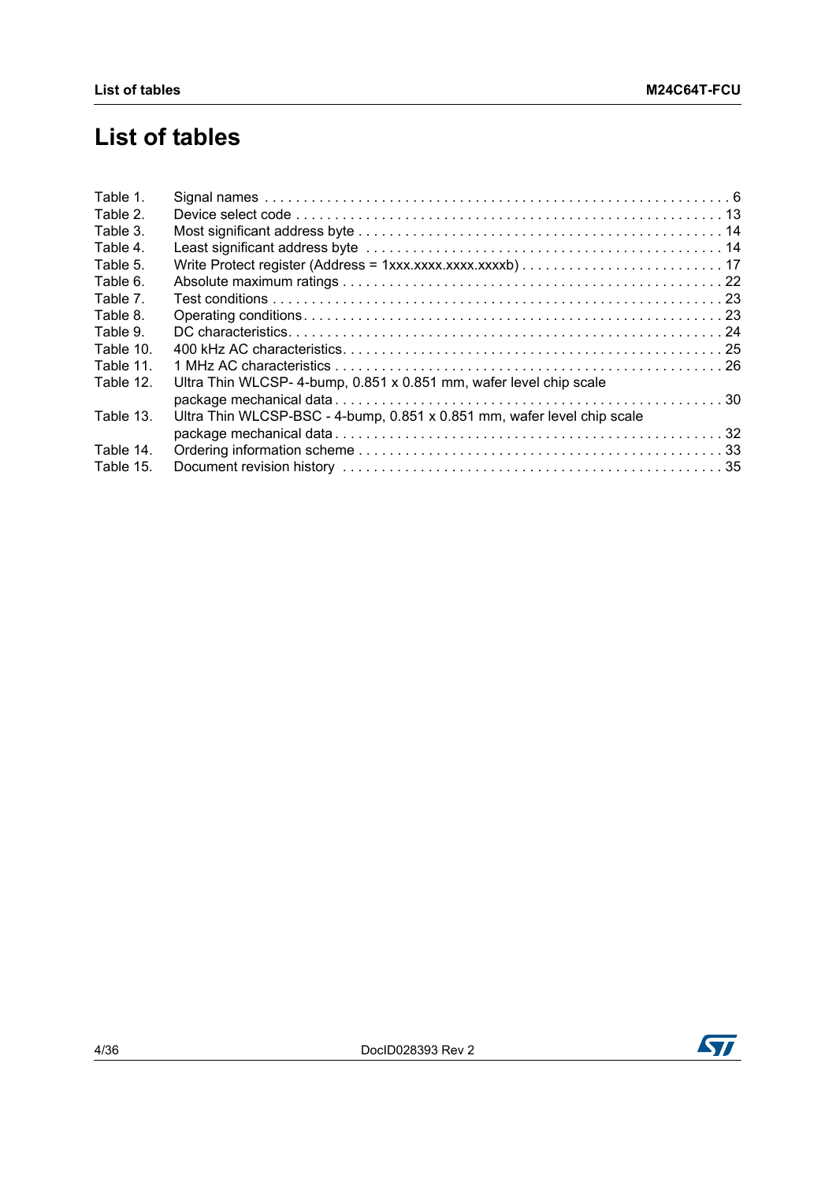# List of tables

Table 1. Signal names . . . . . . . . . . . . . . . . . . . . . . . . . . . . . . . . . . . . . . . . . . . . . . . . . . . . . . . . . . . . 6
Table 2. Device select code . . . . . . . . . . . . . . . . . . . . . . . . . . . . . . . . . . . . . . . . . . . . . . . . . . . . . . . 13
Table 3. Most significant address byte . . . . . . . . . . . . . . . . . . . . . . . . . . . . . . . . . . . . . . . . . . . . . . . 14
Table 4. Least significant address byte . . . . . . . . . . . . . . . . . . . . . . . . . . . . . . . . . . . . . . . . . . . . . . 14
Table 5. Write Protect register (Address = 1xxx.xxxx.xxxx.xxxxb) . . . . . . . . . . . . . . . . . . . . . . . . . . 17
Table 6. Absolute maximum ratings . . . . . . . . . . . . . . . . . . . . . . . . . . . . . . . . . . . . . . . . . . . . . . . . . 22
Table 7. Test conditions . . . . . . . . . . . . . . . . . . . . . . . . . . . . . . . . . . . . . . . . . . . . . . . . . . . . . . . . . 23
Table 8. Operating conditions. . . . . . . . . . . . . . . . . . . . . . . . . . . . . . . . . . . . . . . . . . . . . . . . . . . . . . 23
Table 9. DC characteristics. . . . . . . . . . . . . . . . . . . . . . . . . . . . . . . . . . . . . . . . . . . . . . . . . . . . . . . . 24
Table 10. 400 kHz AC characteristics. . . . . . . . . . . . . . . . . . . . . . . . . . . . . . . . . . . . . . . . . . . . . . . . . 25
Table 11. 1 MHz AC characteristics . . . . . . . . . . . . . . . . . . . . . . . . . . . . . . . . . . . . . . . . . . . . . . . . . . 26
Table 12. Ultra Thin WLCSP- 4-bump, 0.851 x 0.851 mm, wafer level chip scale package mechanical data . . . . . . . . . . . . . . . . . . . . . . . . . . . . . . . . . . . . . . . . . . . . . . . . . . 30
Table 13. Ultra Thin WLCSP-BSC - 4-bump, 0.851 x 0.851 mm, wafer level chip scale package mechanical data . . . . . . . . . . . . . . . . . . . . . . . . . . . . . . . . . . . . . . . . . . . . . . . . . . 32
Table 14. Ordering information scheme . . . . . . . . . . . . . . . . . . . . . . . . . . . . . . . . . . . . . . . . . . . . . . . 33
Table 15. Document revision history . . . . . . . . . . . . . . . . . . . . . . . . . . . . . . . . . . . . . . . . . . . . . . . . 35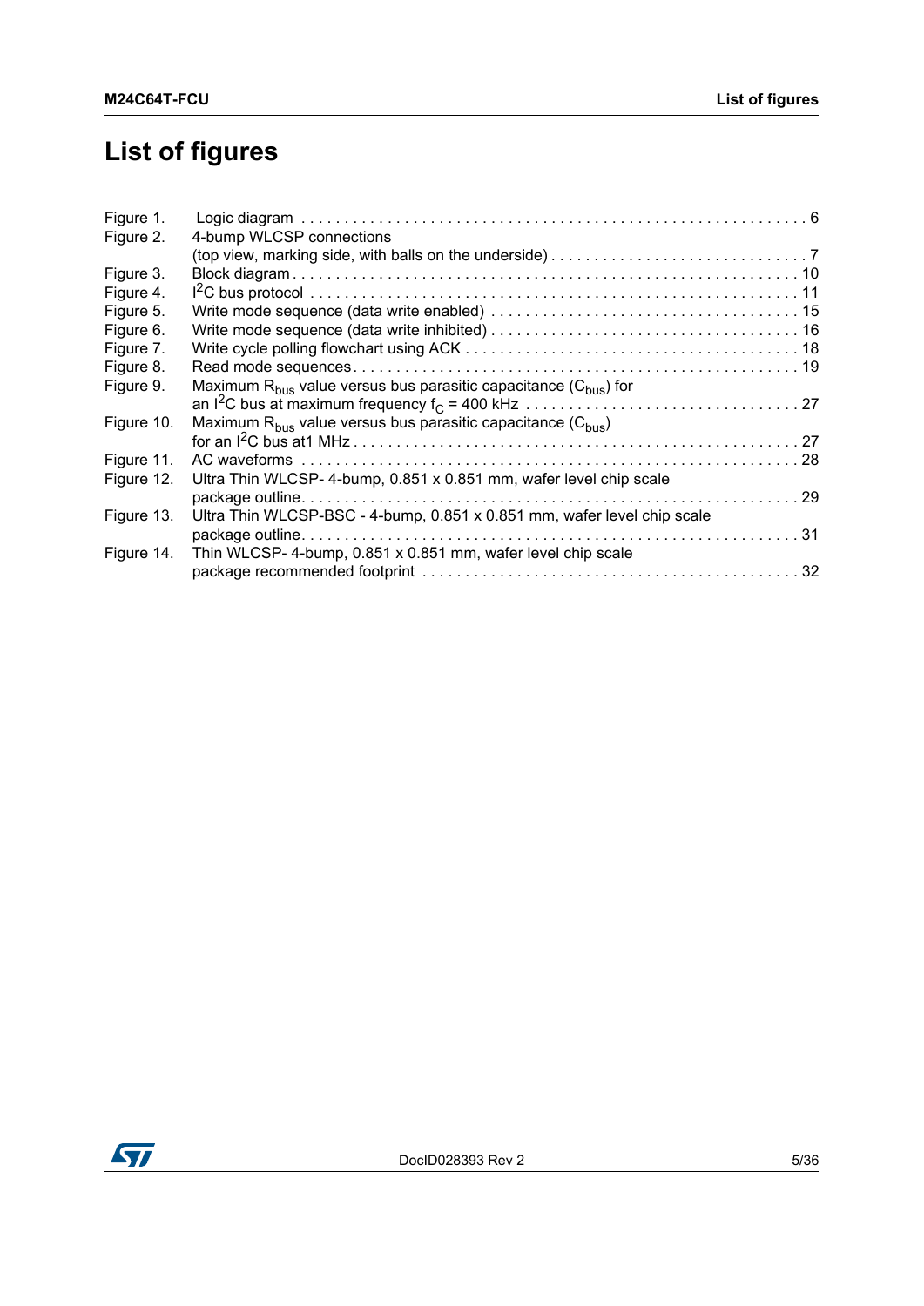# List of figures

| | | |
|---|---|---|
| Figure 1. | Logic diagram | 6 |
| Figure 2. | 4-bump WLCSP connections (top view, marking side, with balls on the underside) | 7 |
| Figure 3. | Block diagram | 10 |
| Figure 4. | $I^2C$ bus protocol | 11 |
| Figure 5. | Write mode sequence (data write enabled) | 15 |
| Figure 6. | Write mode sequence (data write inhibited) | 16 |
| Figure 7. | Write cycle polling flowchart using ACK | 18 |
| Figure 8. | Read mode sequences | 19 |
| Figure 9. | Maximum $R_{bus}$ value versus bus parasitic capacitance ($C_{bus}$) for an $I^2C$ bus at maximum frequency $f_C$ = 400 kHz | 27 |
| Figure 10. | Maximum $R_{bus}$ value versus bus parasitic capacitance ($C_{bus}$) for an $I^2C$ bus at1 MHz | 27 |
| Figure 11. | AC waveforms | 28 |
| Figure 12. | Ultra Thin WLCSP- 4-bump, 0.851 x 0.851 mm, wafer level chip scale package outline | 29 |
| Figure 13. | Ultra Thin WLCSP-BSC - 4-bump, 0.851 x 0.851 mm, wafer level chip scale package outline | 31 |
| Figure 14. | Thin WLCSP- 4-bump, 0.851 x 0.851 mm, wafer level chip scale package recommended footprint | 32 |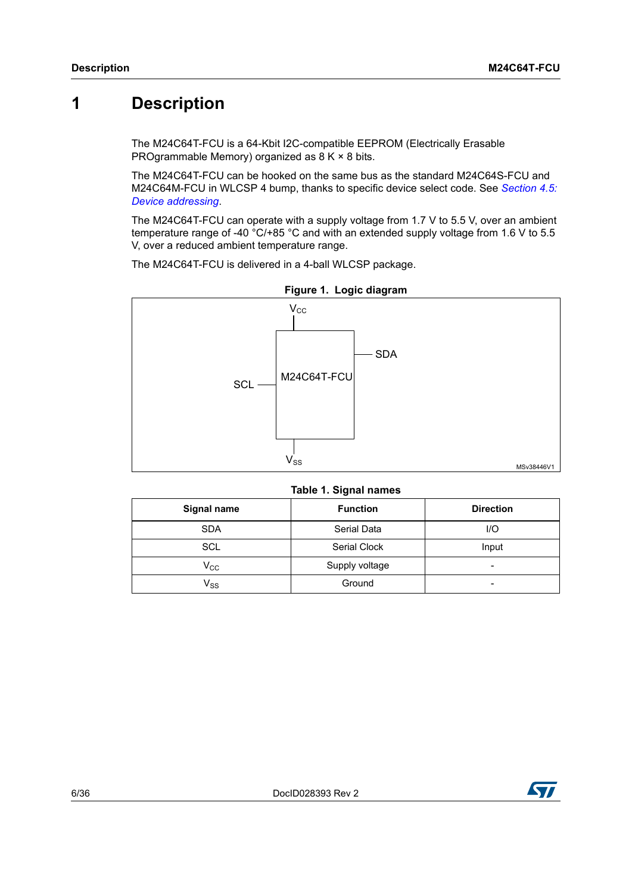# 1 Description

The M24C64T-FCU is a 64-Kbit I2C-compatible EEPROM (Electrically Erasable PROgrammable Memory) organized as 8 K × 8 bits.

The M24C64T-FCU can be hooked on the same bus as the standard M24C64S-FCU and M24C64M-FCU in WLCSP 4 bump, thanks to specific device select code. See *Section 4.5: Device addressing*.

The M24C64T-FCU can operate with a supply voltage from 1.7 V to 5.5 V, over an ambient temperature range of -40 °C/+85 °C and with an extended supply voltage from 1.6 V to 5.5 V, over a reduced ambient temperature range.

The M24C64T-FCU is delivered in a 4-ball WLCSP package.

**Figure 1. Logic diagram**

$V_{CC}$

SDA

SCL

M24C64T-FCU

$V_{SS}$

MSv38446V1

**Table 1. Signal names**

| Signal name | Function | Direction |
|---|---|---|
| SDA | Serial Data | I/O |
| SCL | Serial Clock | Input |
| $V_{CC}$ | Supply voltage | - |
| $V_{SS}$ | Ground | - |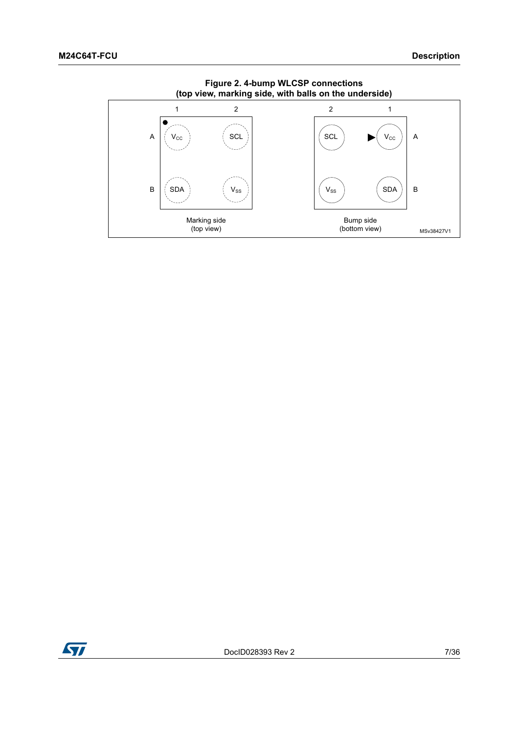**Figure 2. 4-bump WLCSP connections (top view, marking side, with balls on the underside)**

Marking side (top view):

| | 1 | 2 |
|---|---|---|
| A | $V_{CC}$ | SCL |
| B | SDA | $V_{SS}$ |

Bump side (bottom view):

| 2 | 1 | |
|---|---|---|
| SCL | $V_{CC}$ | A |
| $V_{SS}$ | SDA | B |

MSv38427V1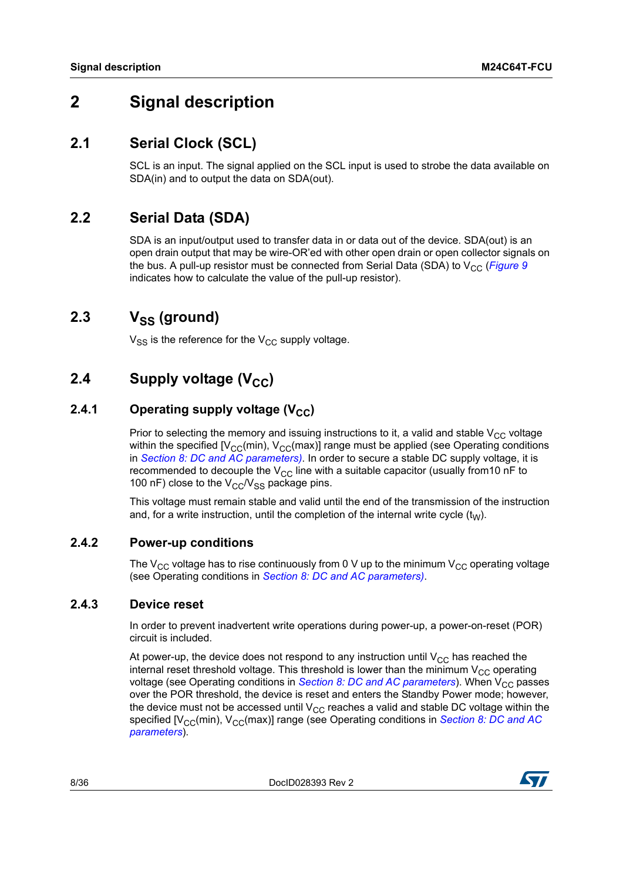# 2 Signal description

## 2.1 Serial Clock (SCL)

SCL is an input. The signal applied on the SCL input is used to strobe the data available on SDA(in) and to output the data on SDA(out).

## 2.2 Serial Data (SDA)

SDA is an input/output used to transfer data in or data out of the device. SDA(out) is an open drain output that may be wire-OR'ed with other open drain or open collector signals on the bus. A pull-up resistor must be connected from Serial Data (SDA) to $V_{CC}$ (*Figure 9* indicates how to calculate the value of the pull-up resistor).

## 2.3 $V_{SS}$ (ground)

$V_{SS}$ is the reference for the $V_{CC}$ supply voltage.

## 2.4 Supply voltage ($V_{CC}$)

### 2.4.1 Operating supply voltage ($V_{CC}$)

Prior to selecting the memory and issuing instructions to it, a valid and stable $V_{CC}$ voltage within the specified [$V_{CC}$(min), $V_{CC}$(max)] range must be applied (see Operating conditions in *Section 8: DC and AC parameters)*. In order to secure a stable DC supply voltage, it is recommended to decouple the $V_{CC}$ line with a suitable capacitor (usually from10 nF to 100 nF) close to the $V_{CC}$/$V_{SS}$ package pins.

This voltage must remain stable and valid until the end of the transmission of the instruction and, for a write instruction, until the completion of the internal write cycle ($t_W$).

### 2.4.2 Power-up conditions

The $V_{CC}$ voltage has to rise continuously from 0 V up to the minimum $V_{CC}$ operating voltage (see Operating conditions in *Section 8: DC and AC parameters)*.

### 2.4.3 Device reset

In order to prevent inadvertent write operations during power-up, a power-on-reset (POR) circuit is included.

At power-up, the device does not respond to any instruction until $V_{CC}$ has reached the internal reset threshold voltage. This threshold is lower than the minimum $V_{CC}$ operating voltage (see Operating conditions in *Section 8: DC and AC parameters*). When $V_{CC}$ passes over the POR threshold, the device is reset and enters the Standby Power mode; however, the device must not be accessed until $V_{CC}$ reaches a valid and stable DC voltage within the specified [$V_{CC}$(min), $V_{CC}$(max)] range (see Operating conditions in *Section 8: DC and AC parameters*).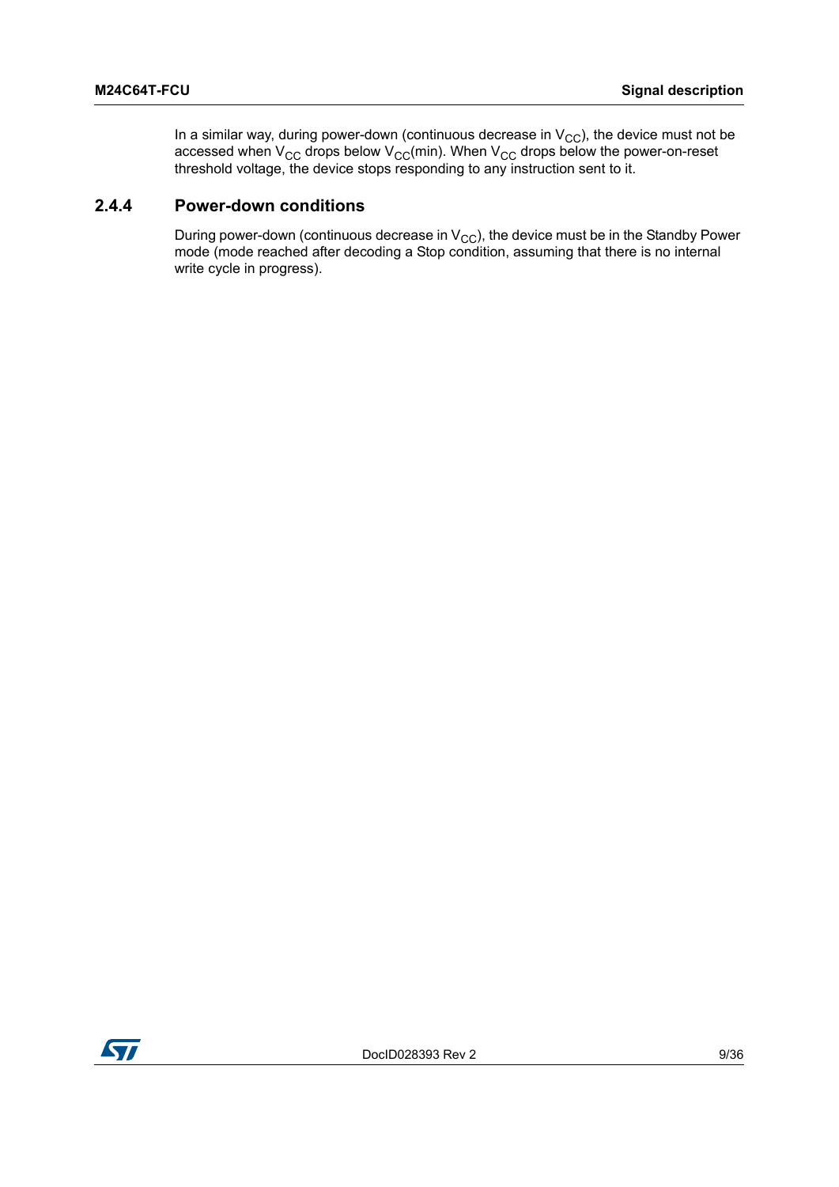In a similar way, during power-down (continuous decrease in $V_{CC}$), the device must not be accessed when $V_{CC}$ drops below $V_{CC}$(min). When $V_{CC}$ drops below the power-on-reset threshold voltage, the device stops responding to any instruction sent to it.

### 2.4.4 Power-down conditions

During power-down (continuous decrease in $V_{CC}$), the device must be in the Standby Power mode (mode reached after decoding a Stop condition, assuming that there is no internal write cycle in progress).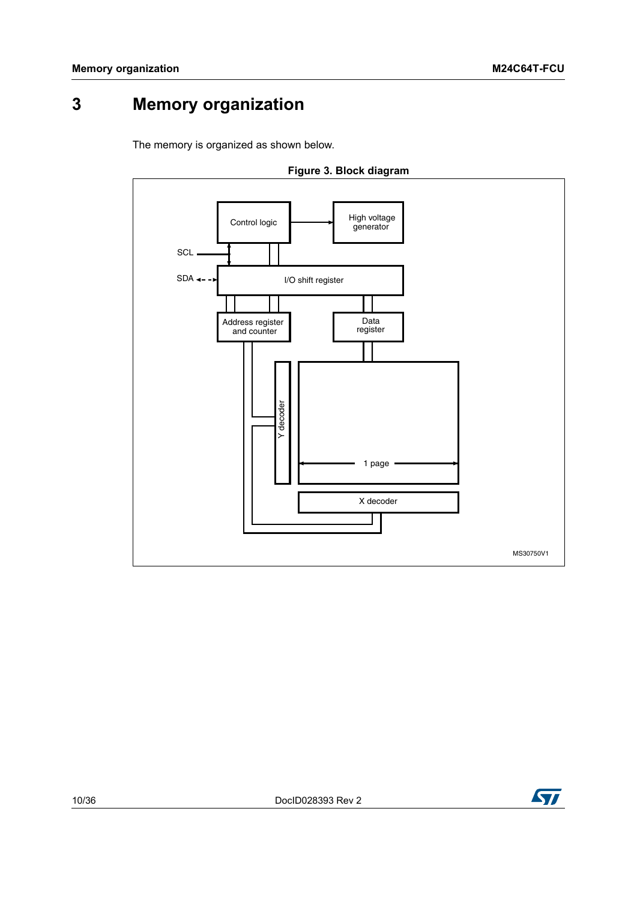# 3 Memory organization

The memory is organized as shown below.

**Figure 3. Block diagram**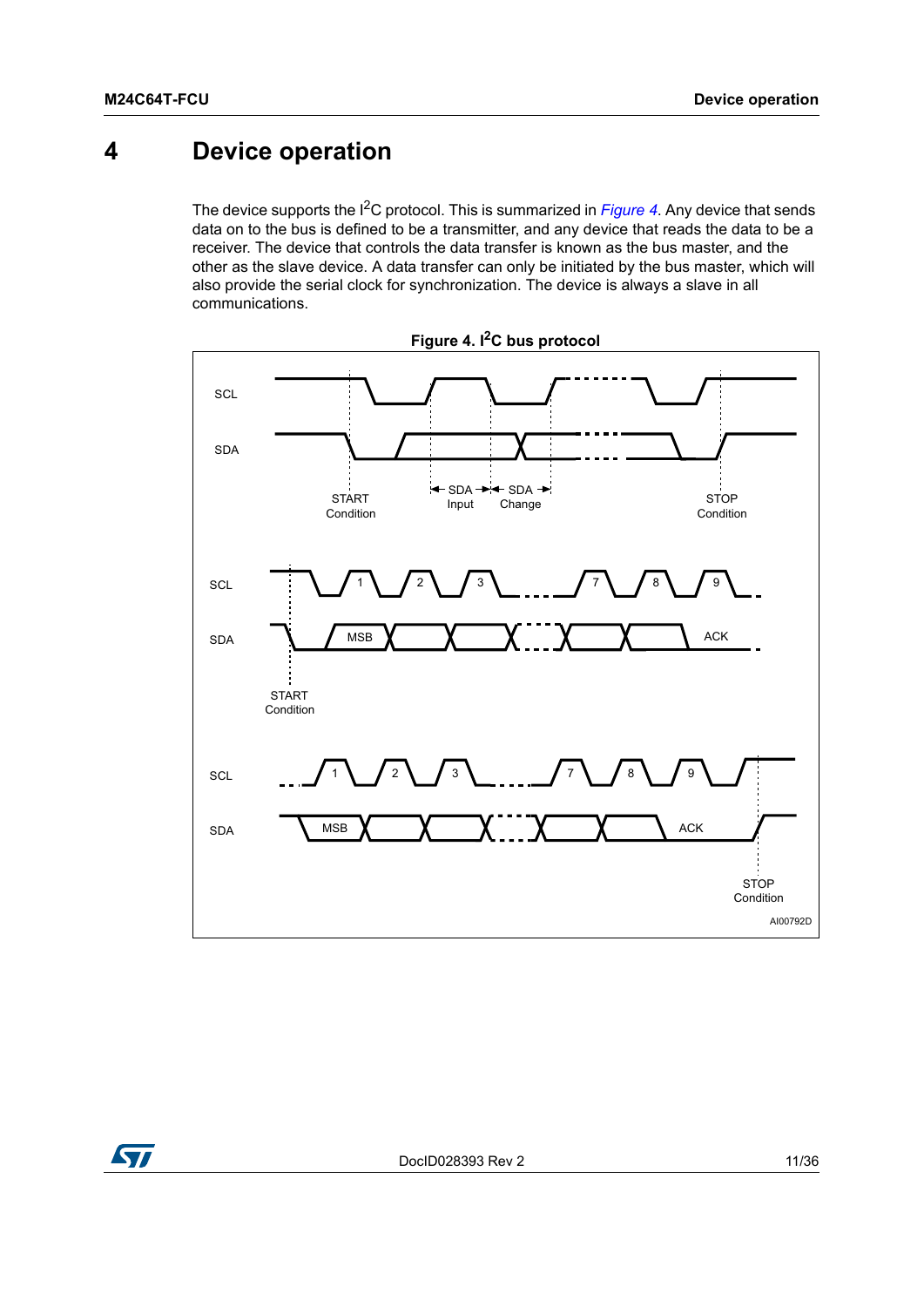# 4 Device operation

The device supports the I$^2$C protocol. This is summarized in *Figure 4*. Any device that sends data on to the bus is defined to be a transmitter, and any device that reads the data to be a receiver. The device that controls the data transfer is known as the bus master, and the other as the slave device. A data transfer can only be initiated by the bus master, which will also provide the serial clock for synchronization. The device is always a slave in all communications.

**Figure 4. I$^2$C bus protocol**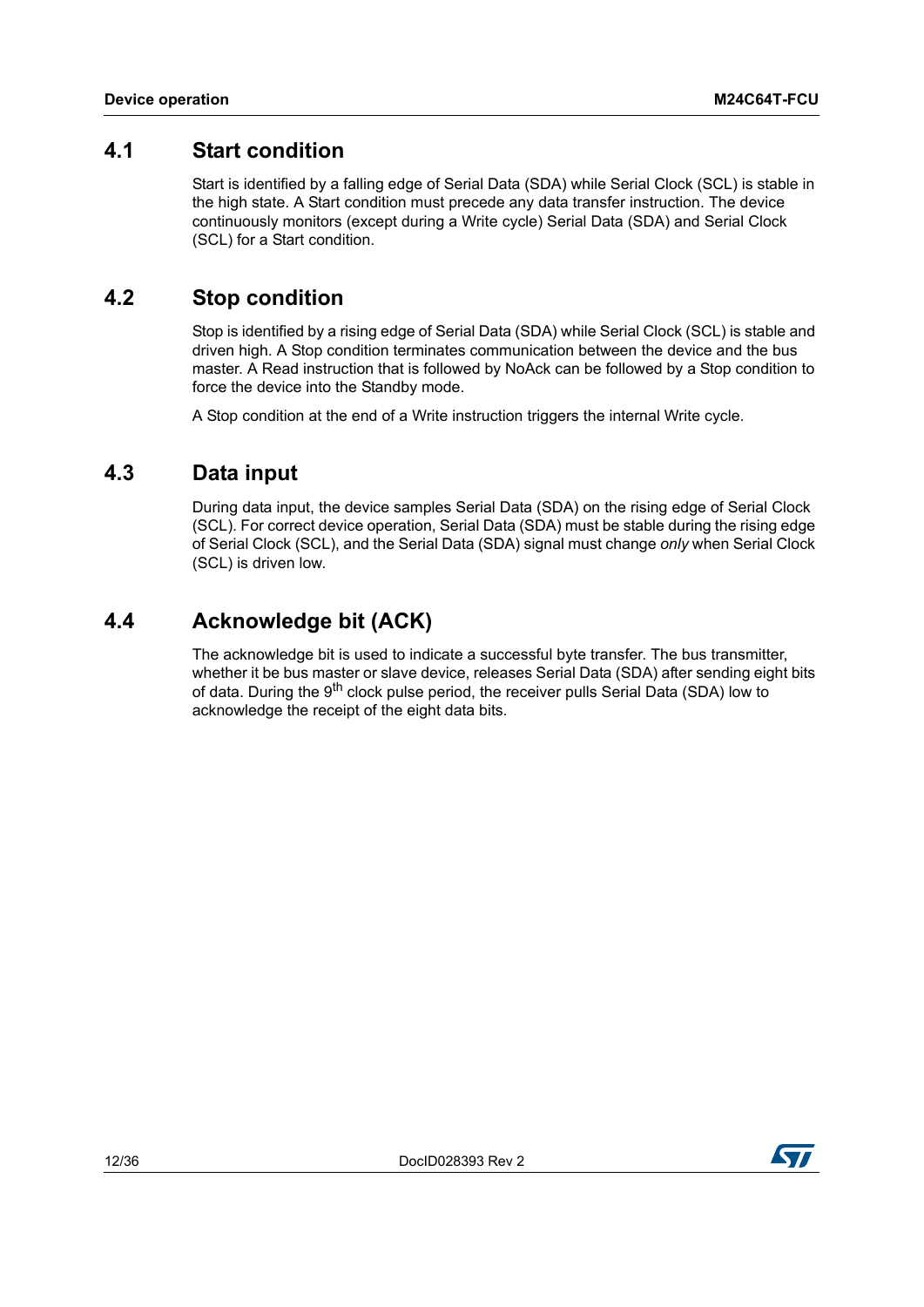## 4.1 Start condition

Start is identified by a falling edge of Serial Data (SDA) while Serial Clock (SCL) is stable in the high state. A Start condition must precede any data transfer instruction. The device continuously monitors (except during a Write cycle) Serial Data (SDA) and Serial Clock (SCL) for a Start condition.

## 4.2 Stop condition

Stop is identified by a rising edge of Serial Data (SDA) while Serial Clock (SCL) is stable and driven high. A Stop condition terminates communication between the device and the bus master. A Read instruction that is followed by NoAck can be followed by a Stop condition to force the device into the Standby mode.

A Stop condition at the end of a Write instruction triggers the internal Write cycle.

## 4.3 Data input

During data input, the device samples Serial Data (SDA) on the rising edge of Serial Clock (SCL). For correct device operation, Serial Data (SDA) must be stable during the rising edge of Serial Clock (SCL), and the Serial Data (SDA) signal must change *only* when Serial Clock (SCL) is driven low.

## 4.4 Acknowledge bit (ACK)

The acknowledge bit is used to indicate a successful byte transfer. The bus transmitter, whether it be bus master or slave device, releases Serial Data (SDA) after sending eight bits of data. During the $9^{th}$ clock pulse period, the receiver pulls Serial Data (SDA) low to acknowledge the receipt of the eight data bits.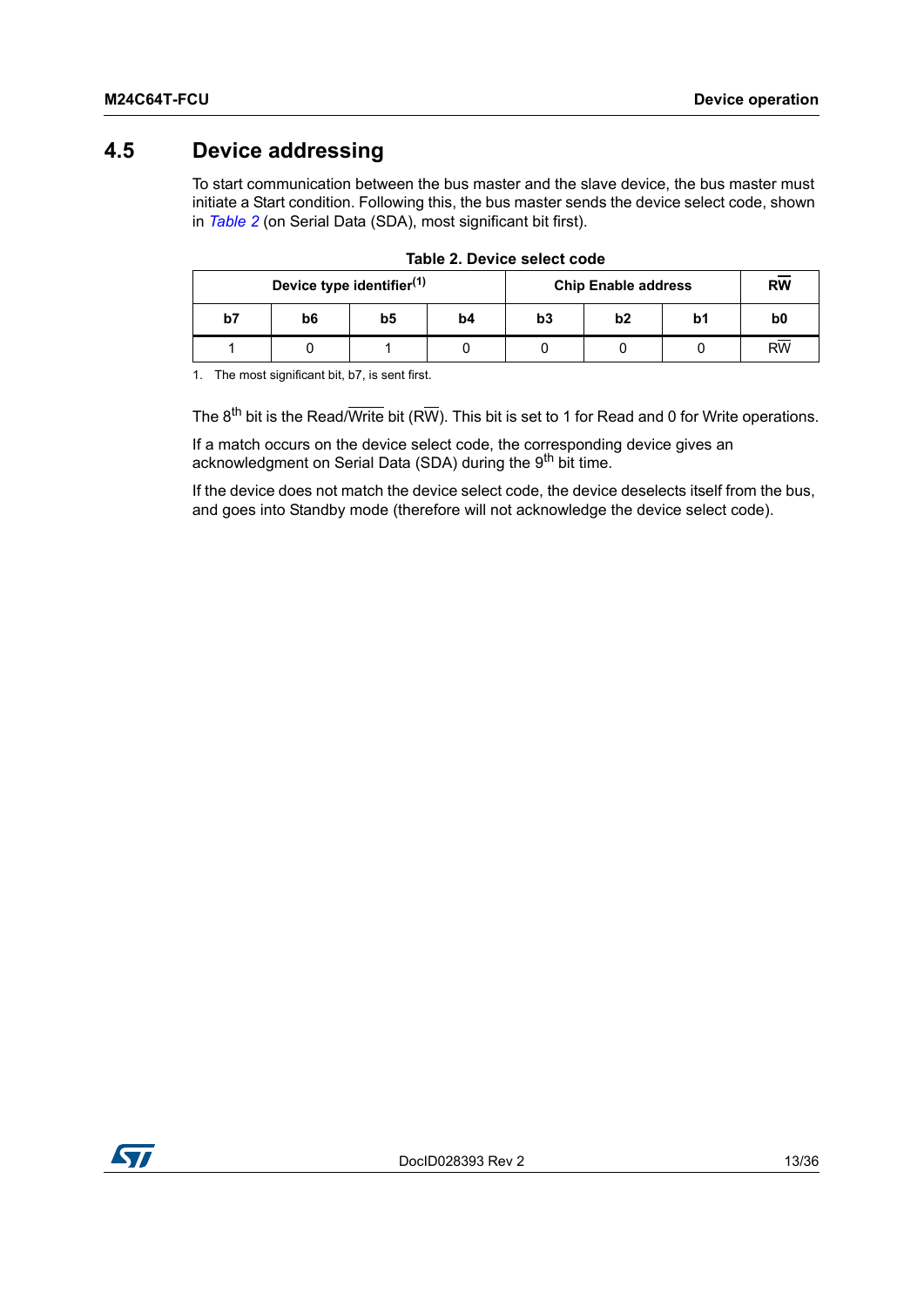## 4.5 Device addressing

To start communication between the bus master and the slave device, the bus master must initiate a Start condition. Following this, the bus master sends the device select code, shown in *Table 2* (on Serial Data (SDA), most significant bit first).

**Table 2. Device select code**

| Device type identifier[(1)] | | | | Chip Enable address | | | $R\overline{W}$ |
|---|---|---|---|---|---|---|---|
| **b7** | **b6** | **b5** | **b4** | **b3** | **b2** | **b1** | **b0** |
| 1 | 0 | 1 | 0 | 0 | 0 | 0 | $R\overline{W}$ |

1. The most significant bit, b7, is sent first.

The 8th bit is the Read/$\overline{\text{Write}}$ bit ($R\overline{W}$). This bit is set to 1 for Read and 0 for Write operations.

If a match occurs on the device select code, the corresponding device gives an acknowledgment on Serial Data (SDA) during the 9th bit time.

If the device does not match the device select code, the device deselects itself from the bus, and goes into Standby mode (therefore will not acknowledge the device select code).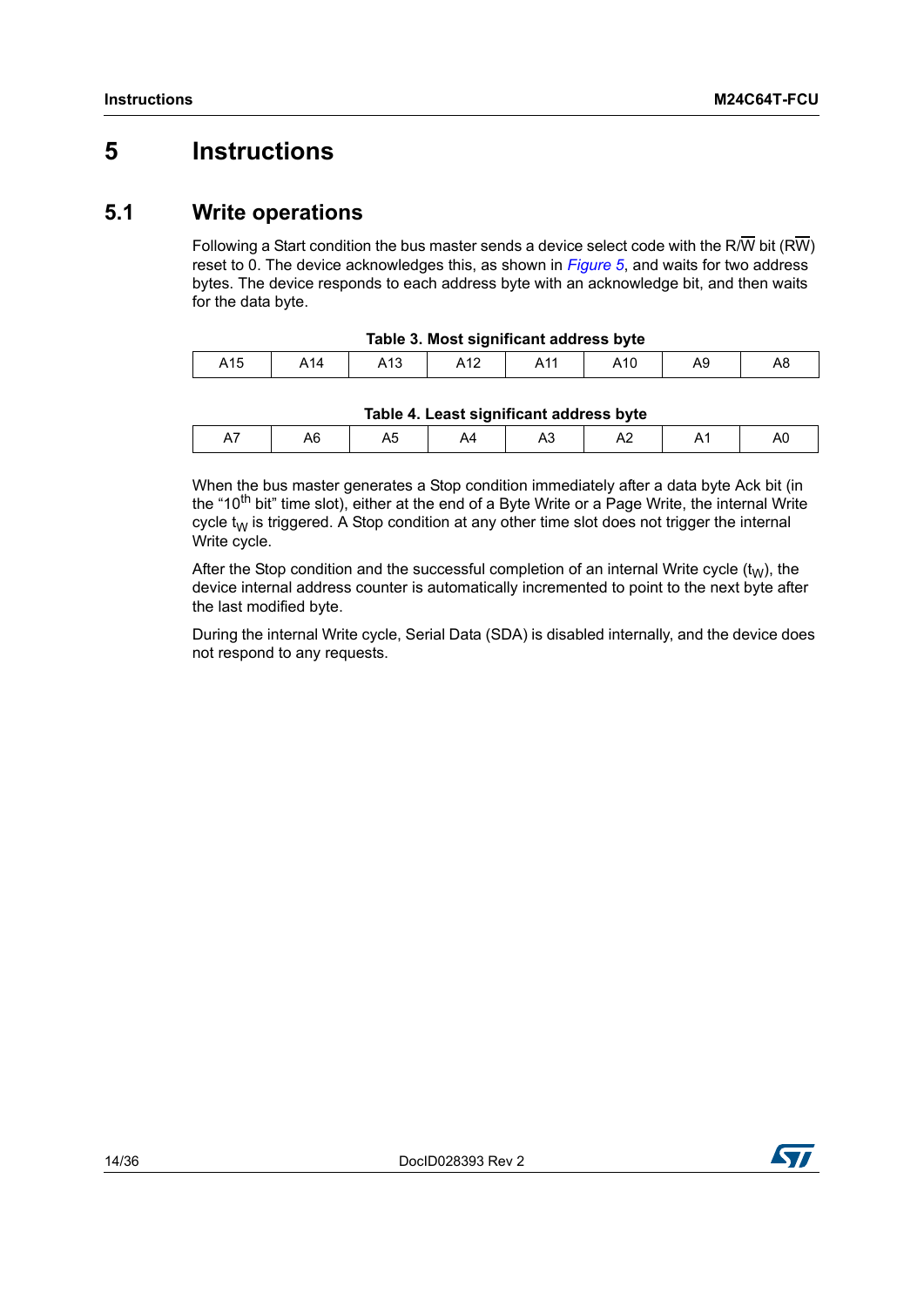# 5 Instructions

## 5.1 Write operations

Following a Start condition the bus master sends a device select code with the R/$\overline{W}$ bit (R$\overline{W}$) reset to 0. The device acknowledges this, as shown in *Figure 5*, and waits for two address bytes. The device responds to each address byte with an acknowledge bit, and then waits for the data byte.

**Table 3. Most significant address byte**

| A15 | A14 | A13 | A12 | A11 | A10 | A9 | A8 |
|---|---|---|---|---|---|---|---|

**Table 4. Least significant address byte**

| A7 | A6 | A5 | A4 | A3 | A2 | A1 | A0 |
|---|---|---|---|---|---|---|---|

When the bus master generates a Stop condition immediately after a data byte Ack bit (in the "10$^{th}$ bit" time slot), either at the end of a Byte Write or a Page Write, the internal Write cycle $t_W$ is triggered. A Stop condition at any other time slot does not trigger the internal Write cycle.

After the Stop condition and the successful completion of an internal Write cycle ($t_W$), the device internal address counter is automatically incremented to point to the next byte after the last modified byte.

During the internal Write cycle, Serial Data (SDA) is disabled internally, and the device does not respond to any requests.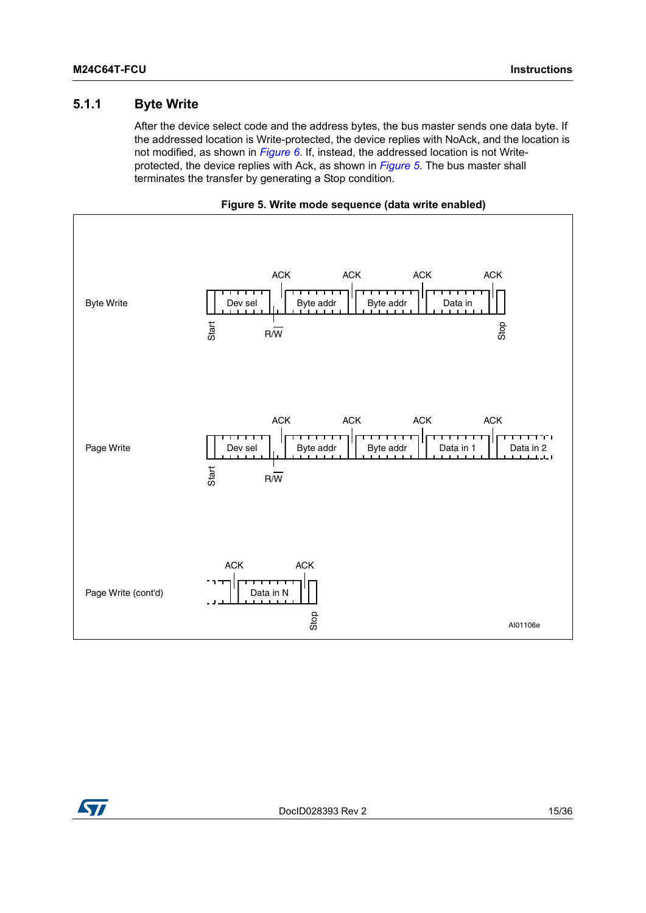### 5.1.1 Byte Write

After the device select code and the address bytes, the bus master sends one data byte. If the addressed location is Write-protected, the device replies with NoAck, and the location is not modified, as shown in *Figure 6*. If, instead, the addressed location is not Write-protected, the device replies with Ack, as shown in *Figure 5*. The bus master shall terminates the transfer by generating a Stop condition.

**Figure 5. Write mode sequence (data write enabled)**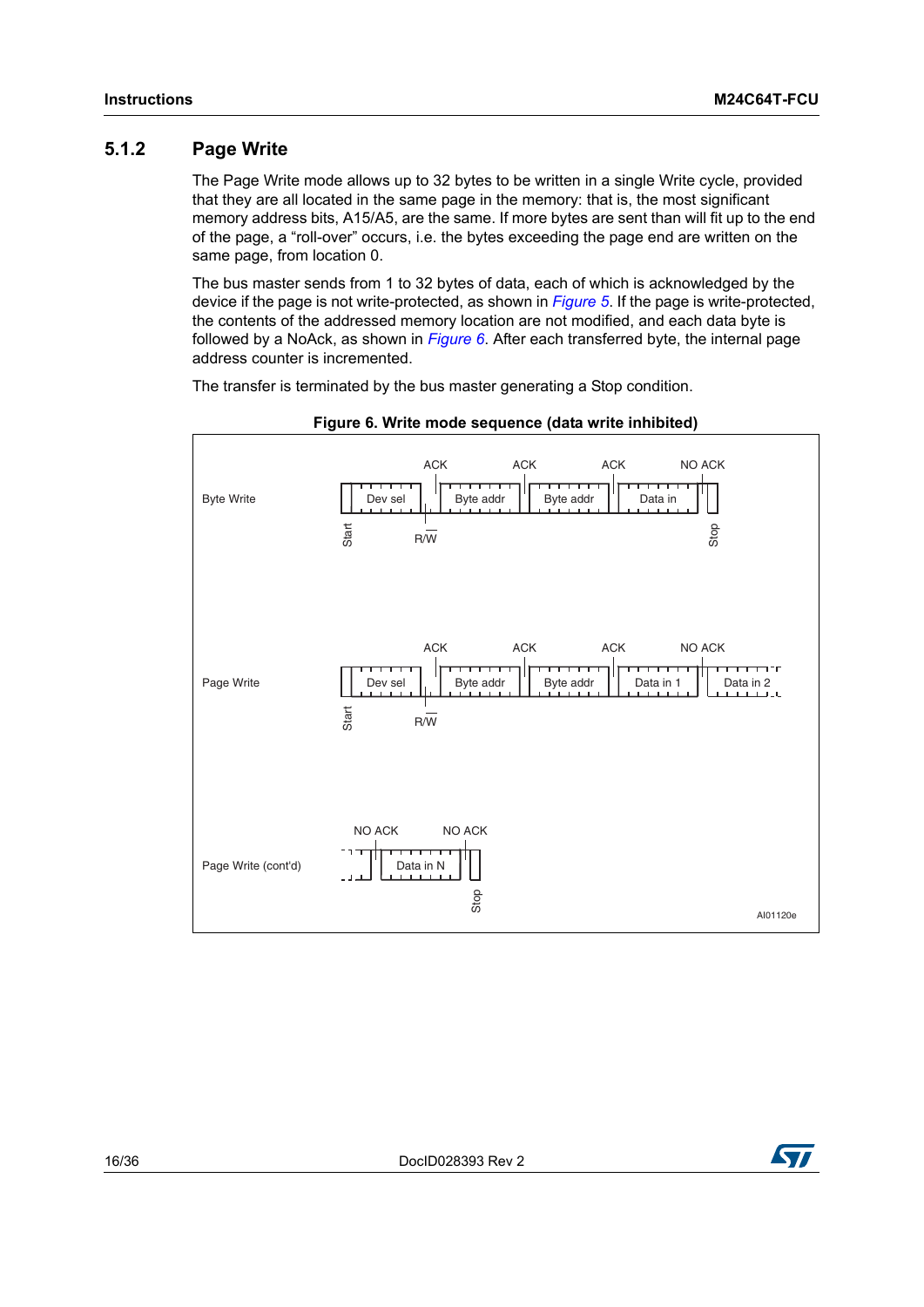### 5.1.2 Page Write

The Page Write mode allows up to 32 bytes to be written in a single Write cycle, provided that they are all located in the same page in the memory: that is, the most significant memory address bits, A15/A5, are the same. If more bytes are sent than will fit up to the end of the page, a “roll-over” occurs, i.e. the bytes exceeding the page end are written on the same page, from location 0.

The bus master sends from 1 to 32 bytes of data, each of which is acknowledged by the device if the page is not write-protected, as shown in *Figure 5*. If the page is write-protected, the contents of the addressed memory location are not modified, and each data byte is followed by a NoAck, as shown in *Figure 6*. After each transferred byte, the internal page address counter is incremented.

The transfer is terminated by the bus master generating a Stop condition.

**Figure 6. Write mode sequence (data write inhibited)**

Byte Write: Start | Dev sel | R/$\overline{W}$ | ACK | Byte addr | ACK | Byte addr | ACK | Data in | NO ACK | Stop

Page Write: Start | Dev sel | R/$\overline{W}$ | ACK | Byte addr | ACK | Byte addr | ACK | Data in 1 | NO ACK | Data in 2

Page Write (cont'd): NO ACK | Data in N | NO ACK | Stop

AI01120e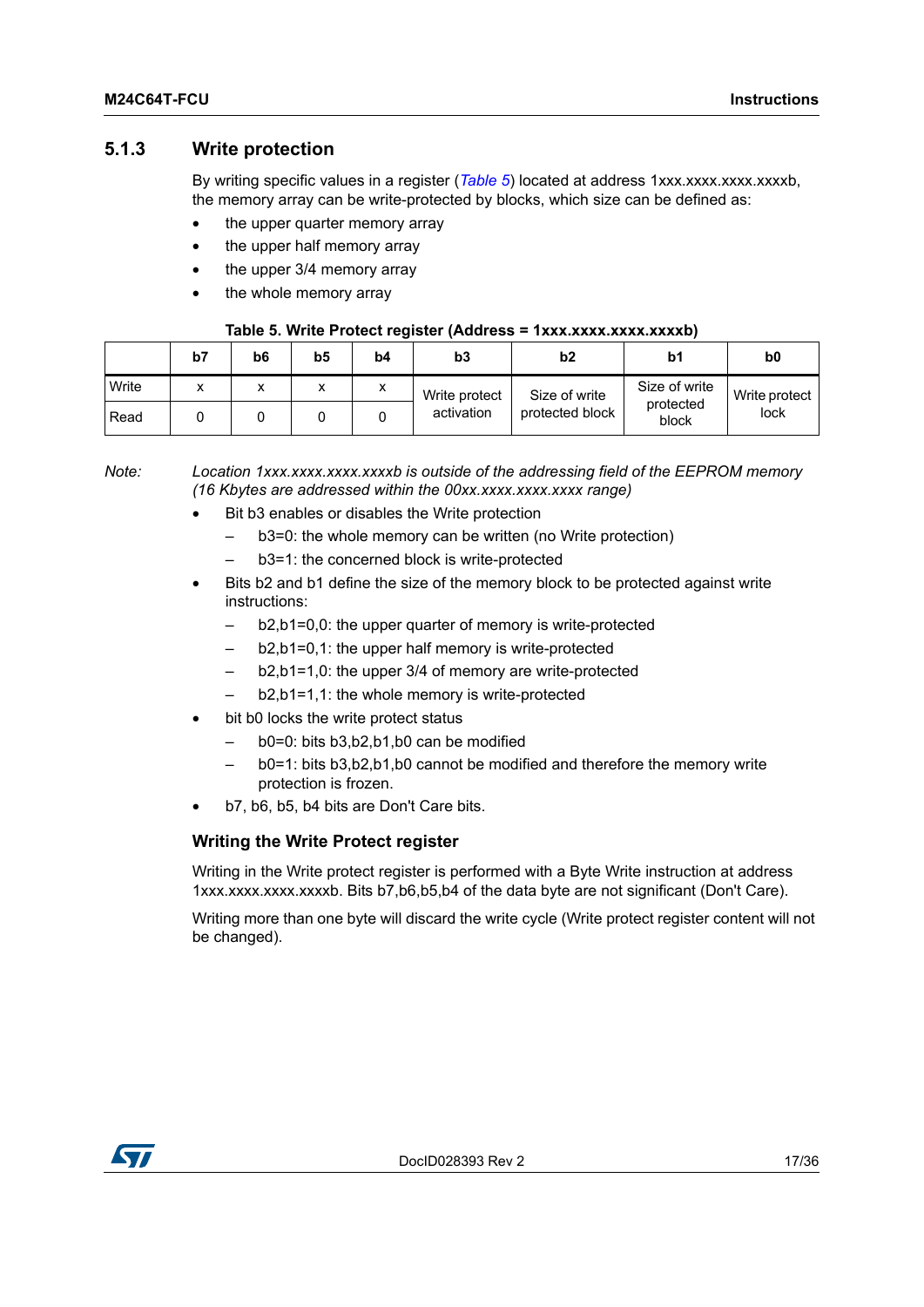### 5.1.3 Write protection

By writing specific values in a register (*Table 5*) located at address 1xxx.xxxx.xxxx.xxxxb, the memory array can be write-protected by blocks, which size can be defined as:

- the upper quarter memory array
- the upper half memory array
- the upper 3/4 memory array
- the whole memory array

**Table 5. Write Protect register (Address = 1xxx.xxxx.xxxx.xxxxb)**

| | b7 | b6 | b5 | b4 | b3 | b2 | b1 | b0 |
|---|---|---|---|---|---|---|---|---|
| Write | x | x | x | x | Write protect activation | Size of write protected block | Size of write protected block | Write protect lock |
| Read | 0 | 0 | 0 | 0 | | | | |

*Note: Location 1xxx.xxxx.xxxx.xxxxb is outside of the addressing field of the EEPROM memory (16 Kbytes are addressed within the 00xx.xxxx.xxxx.xxxx range)*

- Bit b3 enables or disables the Write protection
  - b3=0: the whole memory can be written (no Write protection)
  - b3=1: the concerned block is write-protected
- Bits b2 and b1 define the size of the memory block to be protected against write instructions:
  - b2,b1=0,0: the upper quarter of memory is write-protected
  - b2,b1=0,1: the upper half memory is write-protected
  - b2,b1=1,0: the upper 3/4 of memory are write-protected
  - b2,b1=1,1: the whole memory is write-protected
- bit b0 locks the write protect status
  - b0=0: bits b3,b2,b1,b0 can be modified
  - b0=1: bits b3,b2,b1,b0 cannot be modified and therefore the memory write protection is frozen.
- b7, b6, b5, b4 bits are Don't Care bits.

#### Writing the Write Protect register

Writing in the Write protect register is performed with a Byte Write instruction at address 1xxx.xxxx.xxxx.xxxxb. Bits b7,b6,b5,b4 of the data byte are not significant (Don't Care).

Writing more than one byte will discard the write cycle (Write protect register content will not be changed).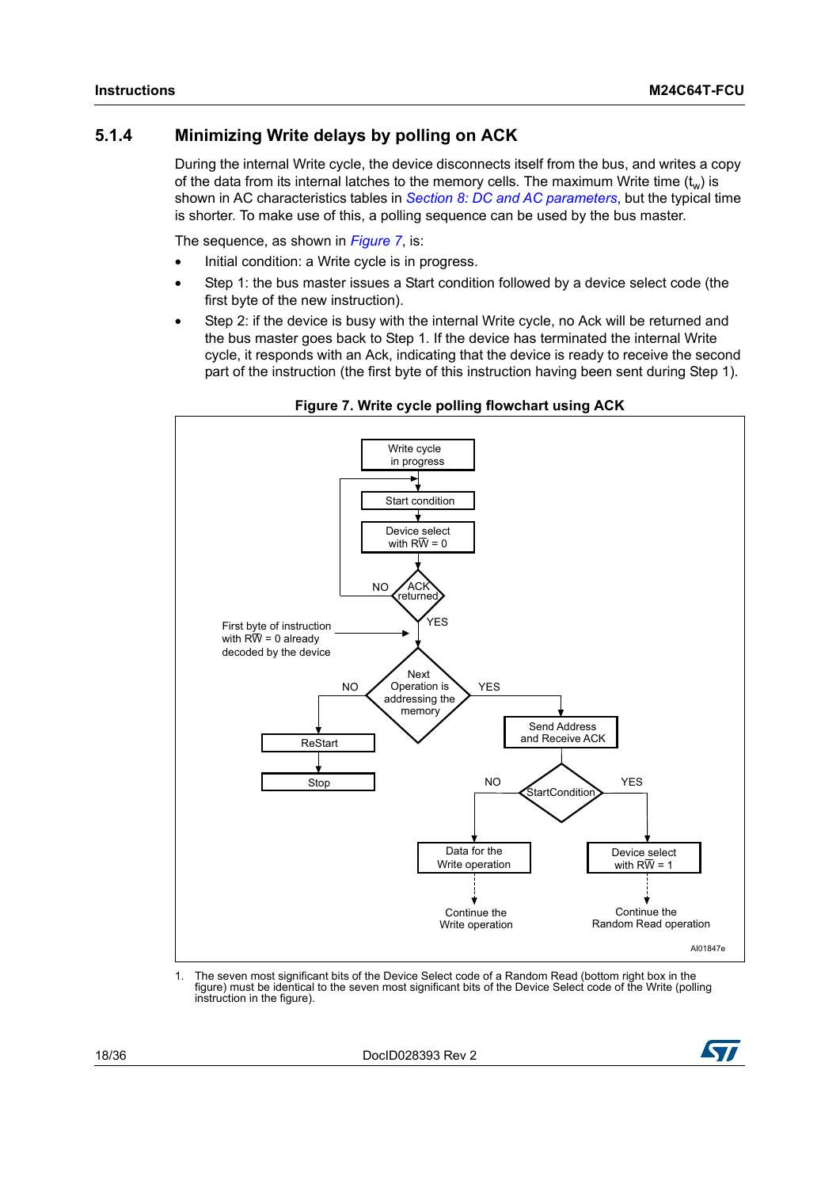### 5.1.4 Minimizing Write delays by polling on ACK

During the internal Write cycle, the device disconnects itself from the bus, and writes a copy of the data from its internal latches to the memory cells. The maximum Write time ($t_w$) is shown in AC characteristics tables in *Section 8: DC and AC parameters*, but the typical time is shorter. To make use of this, a polling sequence can be used by the bus master.

The sequence, as shown in *Figure 7*, is:

- Initial condition: a Write cycle is in progress.
- Step 1: the bus master issues a Start condition followed by a device select code (the first byte of the new instruction).
- Step 2: if the device is busy with the internal Write cycle, no Ack will be returned and the bus master goes back to Step 1. If the device has terminated the internal Write cycle, it responds with an Ack, indicating that the device is ready to receive the second part of the instruction (the first byte of this instruction having been sent during Step 1).

**Figure 7. Write cycle polling flowchart using ACK**

Write cycle in progress → Start condition → Device select with RW̄ = 0 → ACK returned? (NO: back to Start condition; YES: continue)

First byte of instruction with RW̄ = 0 already decoded by the device

Next Operation is addressing the memory? 
- NO → ReStart → Stop
- YES → Send Address and Receive ACK → StartCondition?
  - NO → Data for the Write operation → Continue the Write operation
  - YES → Device select with RW̄ = 1 → Continue the Random Read operation

AI01847e

1. The seven most significant bits of the Device Select code of a Random Read (bottom right box in the figure) must be identical to the seven most significant bits of the Device Select code of the Write (polling instruction in the figure).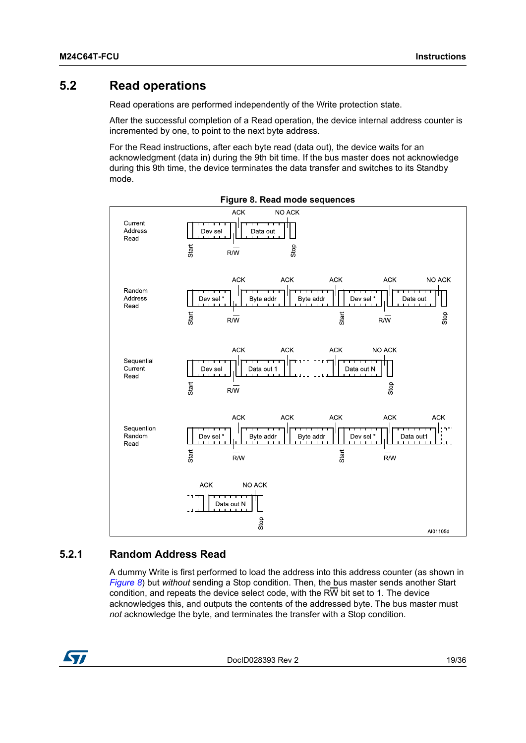## 5.2 Read operations

Read operations are performed independently of the Write protection state.

After the successful completion of a Read operation, the device internal address counter is incremented by one, to point to the next byte address.

For the Read instructions, after each byte read (data out), the device waits for an acknowledgment (data in) during the 9th bit time. If the bus master does not acknowledge during this 9th time, the device terminates the data transfer and switches to its Standby mode.

**Figure 8. Read mode sequences**

### 5.2.1 Random Address Read

A dummy Write is first performed to load the address into this address counter (as shown in *Figure 8*) but *without* sending a Stop condition. Then, the bus master sends another Start condition, and repeats the device select code, with the $R\overline{W}$ bit set to 1. The device acknowledges this, and outputs the contents of the addressed byte. The bus master must *not* acknowledge the byte, and terminates the transfer with a Stop condition.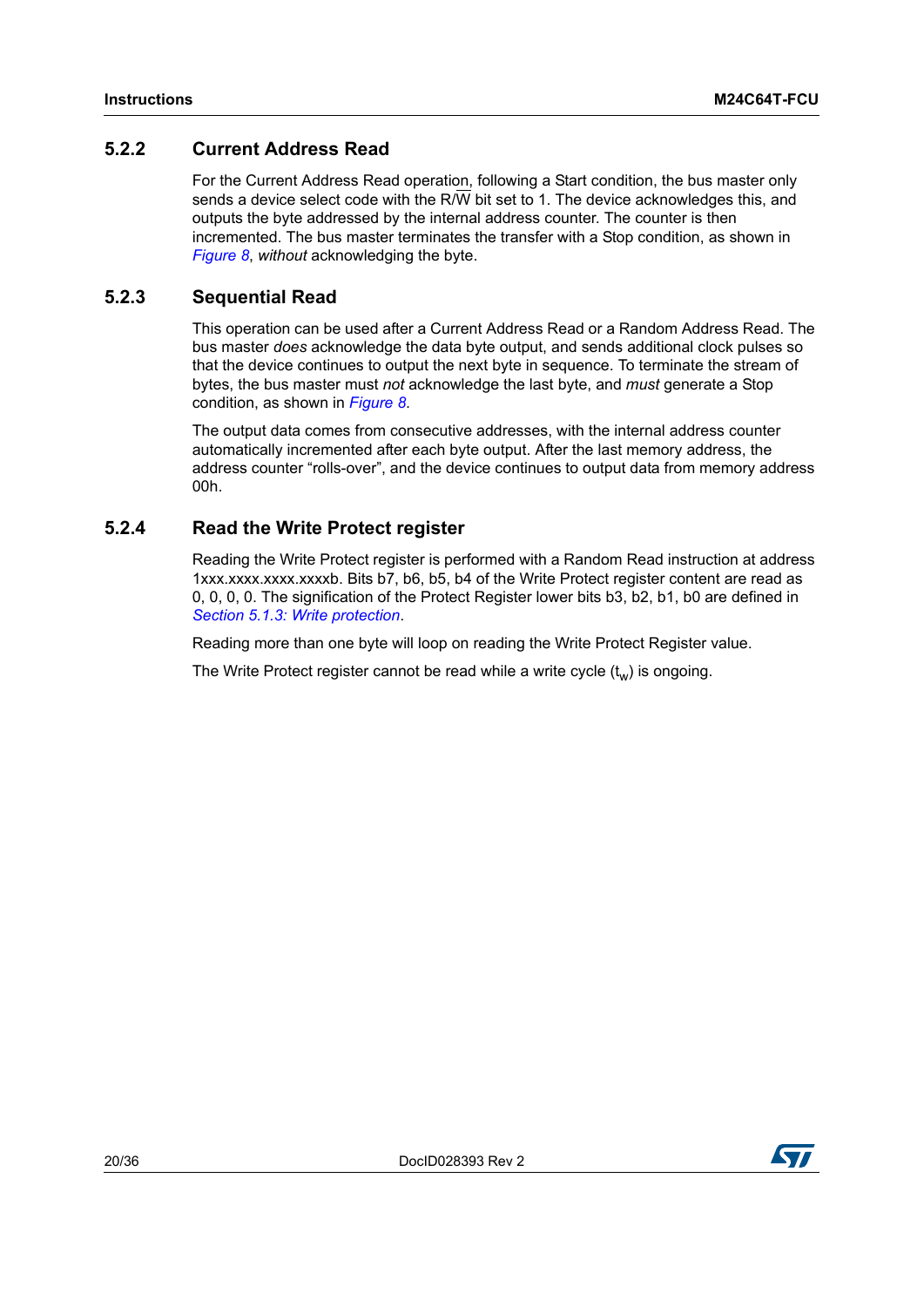### 5.2.2 Current Address Read

For the Current Address Read operation, following a Start condition, the bus master only sends a device select code with the R/$\overline{W}$ bit set to 1. The device acknowledges this, and outputs the byte addressed by the internal address counter. The counter is then incremented. The bus master terminates the transfer with a Stop condition, as shown in *Figure 8*, *without* acknowledging the byte.

### 5.2.3 Sequential Read

This operation can be used after a Current Address Read or a Random Address Read. The bus master *does* acknowledge the data byte output, and sends additional clock pulses so that the device continues to output the next byte in sequence. To terminate the stream of bytes, the bus master must *not* acknowledge the last byte, and *must* generate a Stop condition, as shown in *Figure 8*.

The output data comes from consecutive addresses, with the internal address counter automatically incremented after each byte output. After the last memory address, the address counter “rolls-over”, and the device continues to output data from memory address 00h.

### 5.2.4 Read the Write Protect register

Reading the Write Protect register is performed with a Random Read instruction at address 1xxx.xxxx.xxxx.xxxxb. Bits b7, b6, b5, b4 of the Write Protect register content are read as 0, 0, 0, 0. The signification of the Protect Register lower bits b3, b2, b1, b0 are defined in *Section 5.1.3: Write protection*.

Reading more than one byte will loop on reading the Write Protect Register value.

The Write Protect register cannot be read while a write cycle ($t_w$) is ongoing.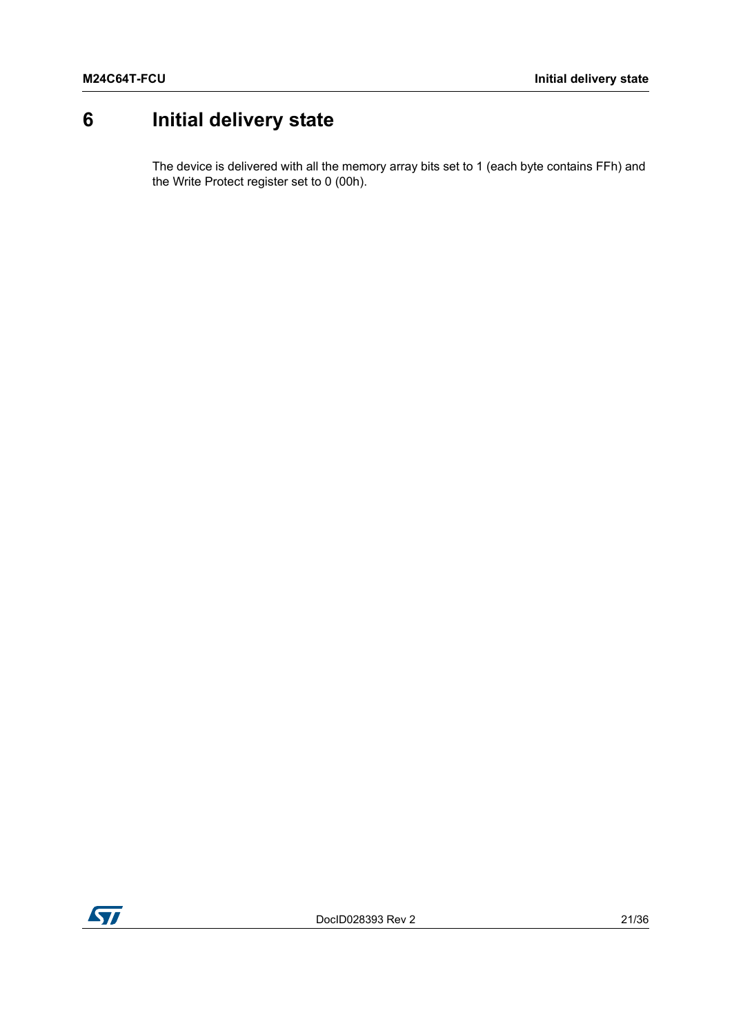# 6 Initial delivery state

The device is delivered with all the memory array bits set to 1 (each byte contains FFh) and the Write Protect register set to 0 (00h).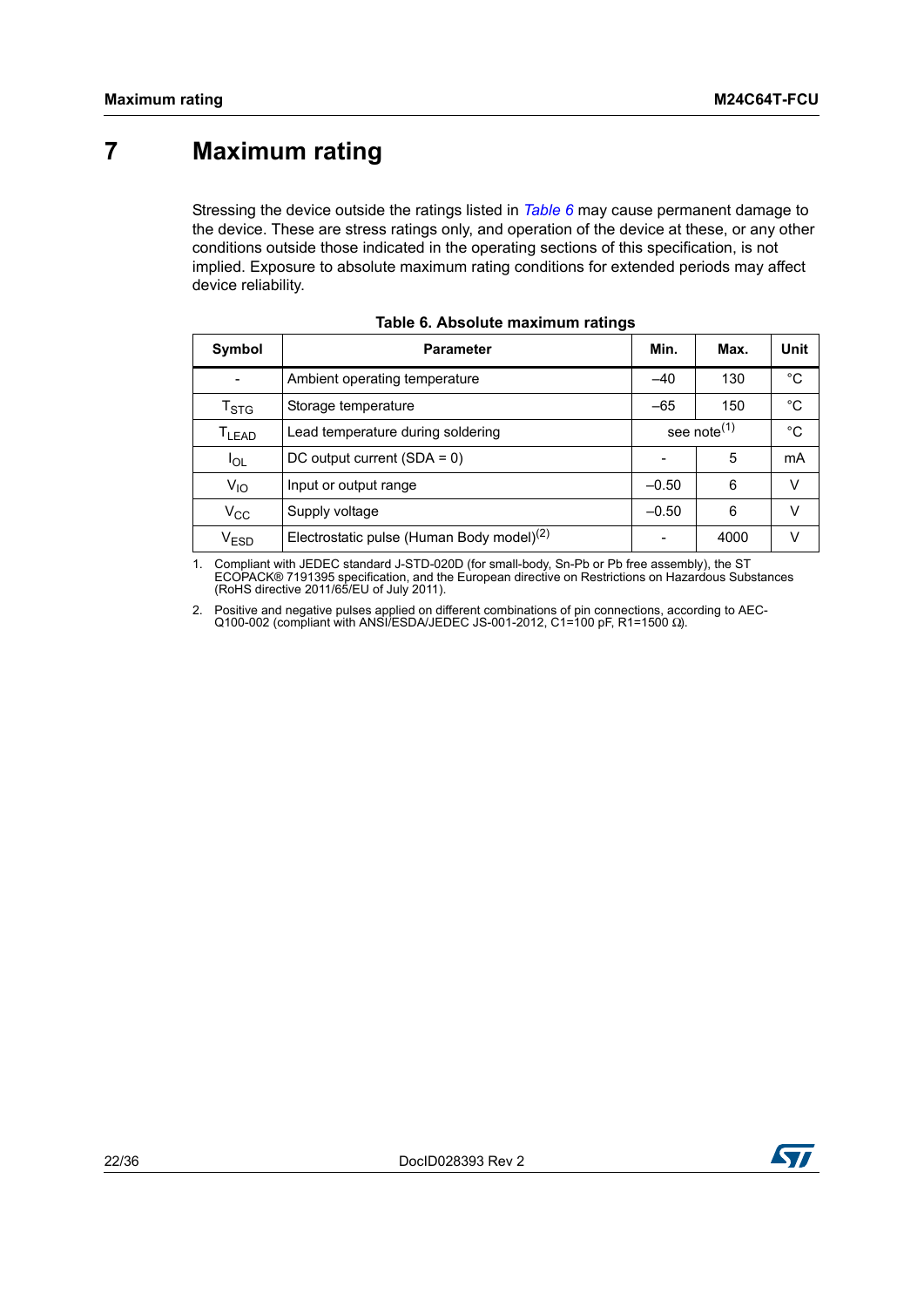# 7 Maximum rating

Stressing the device outside the ratings listed in *Table 6* may cause permanent damage to the device. These are stress ratings only, and operation of the device at these, or any other conditions outside those indicated in the operating sections of this specification, is not implied. Exposure to absolute maximum rating conditions for extended periods may affect device reliability.

**Table 6. Absolute maximum ratings**

| Symbol | Parameter | Min. | Max. | Unit |
|---|---|---|---|---|
| - | Ambient operating temperature | –40 | 130 | °C |
| $T_{STG}$ | Storage temperature | –65 | 150 | °C |
| $T_{LEAD}$ | Lead temperature during soldering | see note[(1)] | | °C |
| $I_{OL}$ | DC output current (SDA = 0) | - | 5 | mA |
| $V_{IO}$ | Input or output range | –0.50 | 6 | V |
| $V_{CC}$ | Supply voltage | –0.50 | 6 | V |
| $V_{ESD}$ | Electrostatic pulse (Human Body model)[(2)] | - | 4000 | V |

1. Compliant with JEDEC standard J-STD-020D (for small-body, Sn-Pb or Pb free assembly), the ST ECOPACK® 7191395 specification, and the European directive on Restrictions on Hazardous Substances (RoHS directive 2011/65/EU of July 2011).

2. Positive and negative pulses applied on different combinations of pin connections, according to AEC-Q100-002 (compliant with ANSI/ESDA/JEDEC JS-001-2012, C1=100 pF, R1=1500 Ω).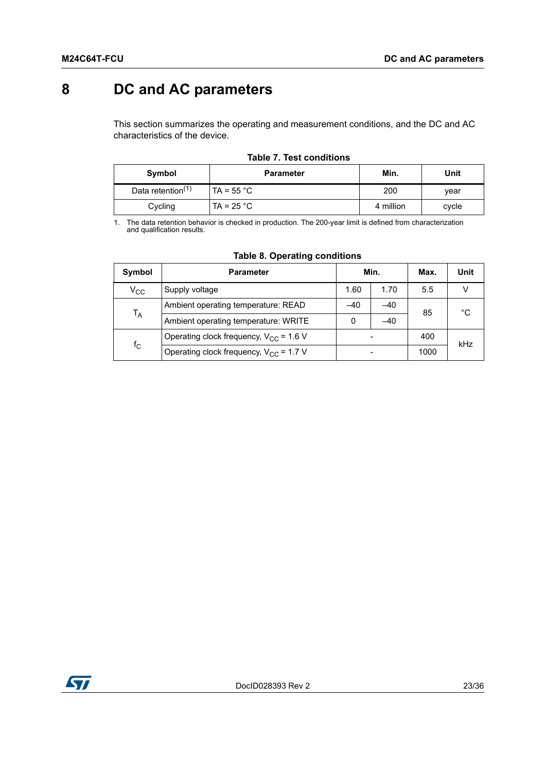# 8 DC and AC parameters

This section summarizes the operating and measurement conditions, and the DC and AC characteristics of the device.

**Table 7. Test conditions**

| Symbol | Parameter | Min. | Unit |
|---|---|---|---|
| Data retention[(1)] | TA = 55 °C | 200 | year |
| Cycling | TA = 25 °C | 4 million | cycle |

1. The data retention behavior is checked in production. The 200-year limit is defined from characterization and qualification results.

**Table 8. Operating conditions**

| Symbol | Parameter | Min. | | Max. | Unit |
|---|---|---|---|---|---|
| $V_{CC}$ | Supply voltage | 1.60 | 1.70 | 5.5 | V |
| $T_A$ | Ambient operating temperature: READ | –40 | –40 | 85 | °C |
| | Ambient operating temperature: WRITE | 0 | –40 | | |
| $f_C$ | Operating clock frequency, $V_{CC}$ = 1.6 V | - | | 400 | kHz |
| | Operating clock frequency, $V_{CC}$ = 1.7 V | - | | 1000 | |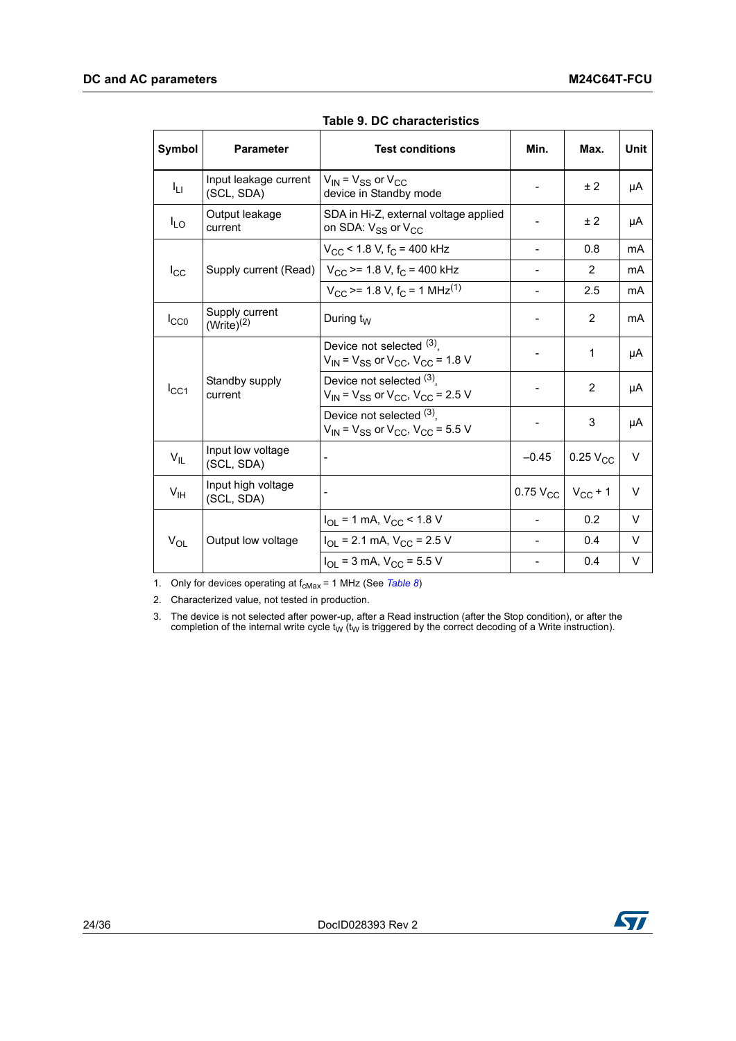**Table 9. DC characteristics**

| Symbol | Parameter | Test conditions | Min. | Max. | Unit |
|---|---|---|---|---|---|
| $I_{LI}$ | Input leakage current (SCL, SDA) | $V_{IN} = V_{SS}$ or $V_{CC}$ device in Standby mode | - | ± 2 | µA |
| $I_{LO}$ | Output leakage current | SDA in Hi-Z, external voltage applied on SDA: $V_{SS}$ or $V_{CC}$ | - | ± 2 | µA |
| $I_{CC}$ | Supply current (Read) | $V_{CC}$ < 1.8 V, $f_C$ = 400 kHz | - | 0.8 | mA |
| | | $V_{CC}$ >= 1.8 V, $f_C$ = 400 kHz | - | 2 | mA |
| | | $V_{CC}$ >= 1.8 V, $f_C$ = 1 MHz(1) | - | 2.5 | mA |
| $I_{CC0}$ | Supply current (Write)(2) | During $t_W$ | - | 2 | mA |
| $I_{CC1}$ | Standby supply current | Device not selected (3), $V_{IN} = V_{SS}$ or $V_{CC}$, $V_{CC}$ = 1.8 V | - | 1 | µA |
| | | Device not selected (3), $V_{IN} = V_{SS}$ or $V_{CC}$, $V_{CC}$ = 2.5 V | - | 2 | µA |
| | | Device not selected (3), $V_{IN} = V_{SS}$ or $V_{CC}$, $V_{CC}$ = 5.5 V | - | 3 | µA |
| $V_{IL}$ | Input low voltage (SCL, SDA) | - | –0.45 | 0.25 $V_{CC}$ | V |
| $V_{IH}$ | Input high voltage (SCL, SDA) | - | 0.75 $V_{CC}$ | $V_{CC}$ + 1 | V |
| $V_{OL}$ | Output low voltage | $I_{OL}$ = 1 mA, $V_{CC}$ < 1.8 V | - | 0.2 | V |
| | | $I_{OL}$ = 2.1 mA, $V_{CC}$ = 2.5 V | - | 0.4 | V |
| | | $I_{OL}$ = 3 mA, $V_{CC}$ = 5.5 V | - | 0.4 | V |

1. Only for devices operating at $f_{cMax}$ = 1 MHz (See *Table 8*)
2. Characterized value, not tested in production.
3. The device is not selected after power-up, after a Read instruction (after the Stop condition), or after the completion of the internal write cycle $t_W$ ($t_W$ is triggered by the correct decoding of a Write instruction).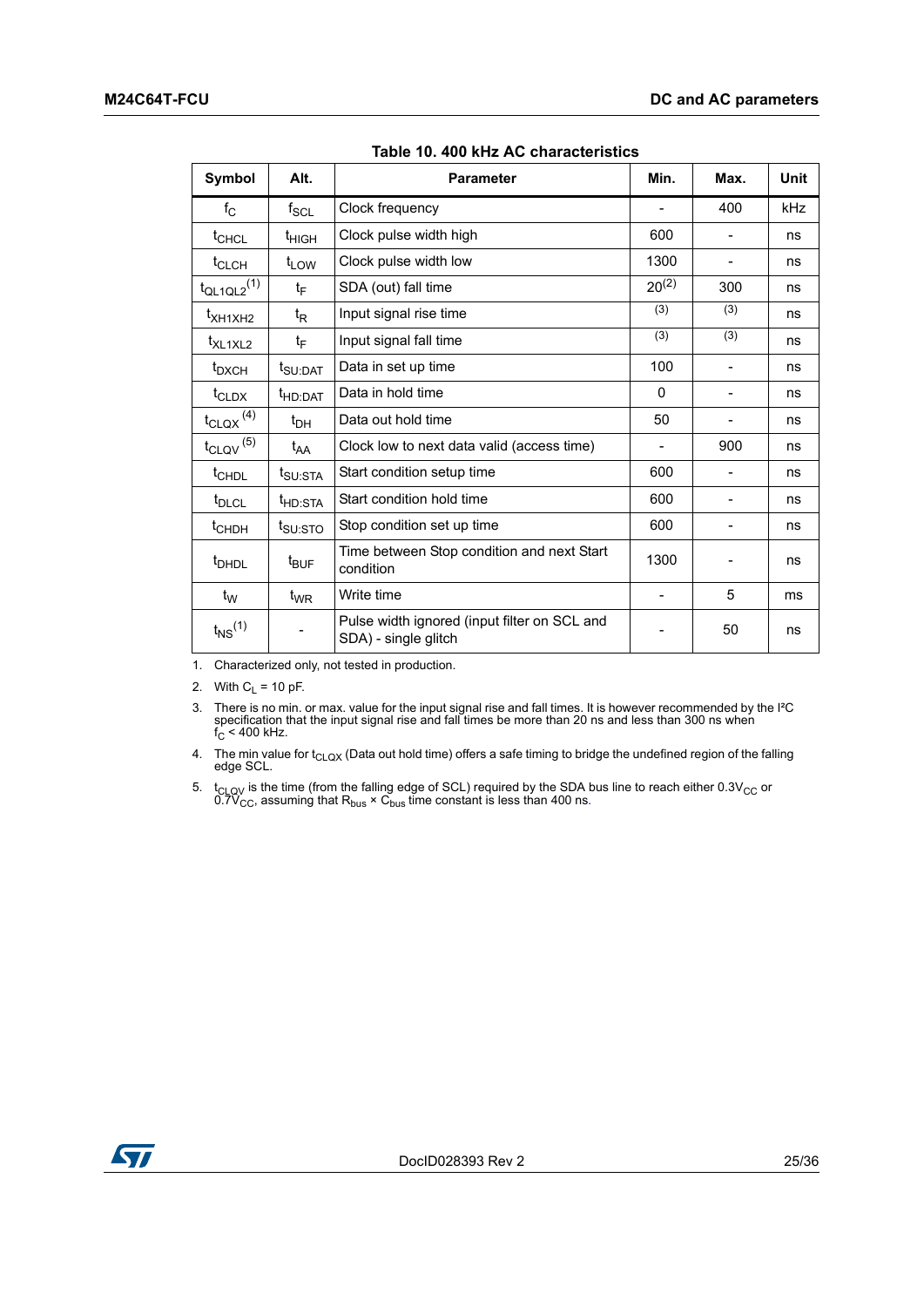**Table 10. 400 kHz AC characteristics**

| Symbol | Alt. | Parameter | Min. | Max. | Unit |
|---|---|---|---|---|---|
| $f_C$ | $f_{SCL}$ | Clock frequency | - | 400 | kHz |
| $t_{CHCL}$ | $t_{HIGH}$ | Clock pulse width high | 600 | - | ns |
| $t_{CLCH}$ | $t_{LOW}$ | Clock pulse width low | 1300 | - | ns |
| $t_{QL1QL2}$ (1) | $t_F$ | SDA (out) fall time | 20 (2) | 300 | ns |
| $t_{XH1XH2}$ | $t_R$ | Input signal rise time | (3) | (3) | ns |
| $t_{XL1XL2}$ | $t_F$ | Input signal fall time | (3) | (3) | ns |
| $t_{DXCH}$ | $t_{SU:DAT}$ | Data in set up time | 100 | - | ns |
| $t_{CLDX}$ | $t_{HD:DAT}$ | Data in hold time | 0 | - | ns |
| $t_{CLQX}$ (4) | $t_{DH}$ | Data out hold time | 50 | - | ns |
| $t_{CLQV}$ (5) | $t_{AA}$ | Clock low to next data valid (access time) | - | 900 | ns |
| $t_{CHDL}$ | $t_{SU:STA}$ | Start condition setup time | 600 | - | ns |
| $t_{DLCL}$ | $t_{HD:STA}$ | Start condition hold time | 600 | - | ns |
| $t_{CHDH}$ | $t_{SU:STO}$ | Stop condition set up time | 600 | - | ns |
| $t_{DHDL}$ | $t_{BUF}$ | Time between Stop condition and next Start condition | 1300 | - | ns |
| $t_W$ | $t_{WR}$ | Write time | - | 5 | ms |
| $t_{NS}$ (1) | - | Pulse width ignored (input filter on SCL and SDA) - single glitch | - | 50 | ns |

1. Characterized only, not tested in production.
2. With $C_L$ = 10 pF.
3. There is no min. or max. value for the input signal rise and fall times. It is however recommended by the I²C specification that the input signal rise and fall times be more than 20 ns and less than 300 ns when $f_C$ < 400 kHz.
4. The min value for $t_{CLQX}$ (Data out hold time) offers a safe timing to bridge the undefined region of the falling edge SCL.
5. $t_{CLQV}$ is the time (from the falling edge of SCL) required by the SDA bus line to reach either $0.3V_{CC}$ or $0.7V_{CC}$, assuming that $R_{bus} \times C_{bus}$ time constant is less than 400 ns.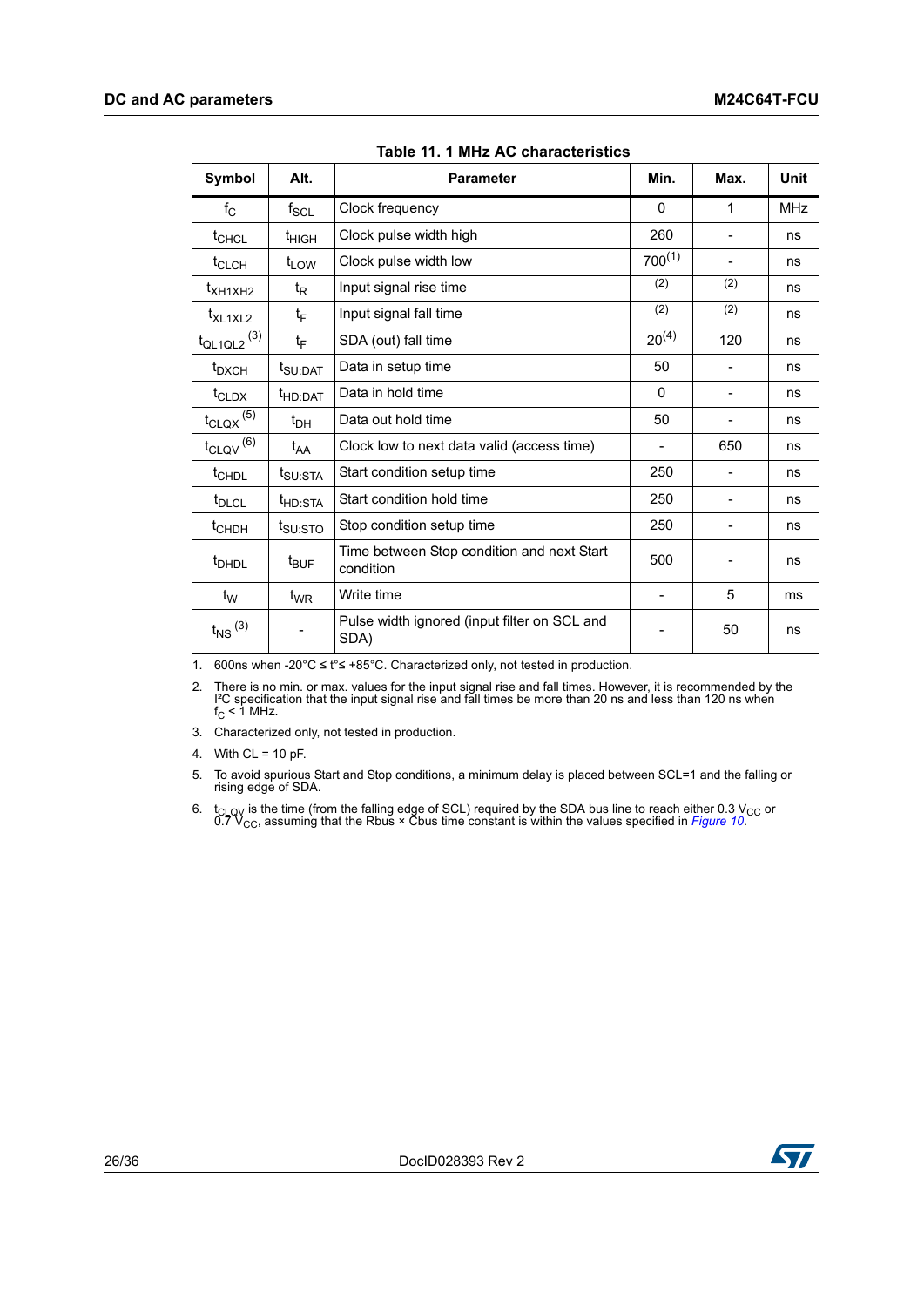**Table 11. 1 MHz AC characteristics**

| Symbol | Alt. | Parameter | Min. | Max. | Unit |
|---|---|---|---|---|---|
| $f_C$ | $f_{SCL}$ | Clock frequency | 0 | 1 | MHz |
| $t_{CHCL}$ | $t_{HIGH}$ | Clock pulse width high | 260 | - | ns |
| $t_{CLCH}$ | $t_{LOW}$ | Clock pulse width low | 700(1) | - | ns |
| $t_{XH1XH2}$ | $t_R$ | Input signal rise time | (2) | (2) | ns |
| $t_{XL1XL2}$ | $t_F$ | Input signal fall time | (2) | (2) | ns |
| $t_{QL1QL2}$ (3) | $t_F$ | SDA (out) fall time | 20(4) | 120 | ns |
| $t_{DXCH}$ | $t_{SU:DAT}$ | Data in setup time | 50 | - | ns |
| $t_{CLDX}$ | $t_{HD:DAT}$ | Data in hold time | 0 | - | ns |
| $t_{CLQX}$ (5) | $t_{DH}$ | Data out hold time | 50 | - | ns |
| $t_{CLQV}$ (6) | $t_{AA}$ | Clock low to next data valid (access time) | - | 650 | ns |
| $t_{CHDL}$ | $t_{SU:STA}$ | Start condition setup time | 250 | - | ns |
| $t_{DLCL}$ | $t_{HD:STA}$ | Start condition hold time | 250 | - | ns |
| $t_{CHDH}$ | $t_{SU:STO}$ | Stop condition setup time | 250 | - | ns |
| $t_{DHDL}$ | $t_{BUF}$ | Time between Stop condition and next Start condition | 500 | - | ns |
| $t_W$ | $t_{WR}$ | Write time | - | 5 | ms |
| $t_{NS}$ (3) | - | Pulse width ignored (input filter on SCL and SDA) | - | 50 | ns |

1. 600ns when -20°C ≤ t°≤ +85°C. Characterized only, not tested in production.
2. There is no min. or max. values for the input signal rise and fall times. However, it is recommended by the I²C specification that the input signal rise and fall times be more than 20 ns and less than 120 ns when $f_C$ < 1 MHz.
3. Characterized only, not tested in production.
4. With CL = 10 pF.
5. To avoid spurious Start and Stop conditions, a minimum delay is placed between SCL=1 and the falling or rising edge of SDA.
6. $t_{CLQV}$ is the time (from the falling edge of SCL) required by the SDA bus line to reach either 0.3 $V_{CC}$ or 0.7 $V_{CC}$, assuming that the Rbus × Cbus time constant is within the values specified in *Figure 10*.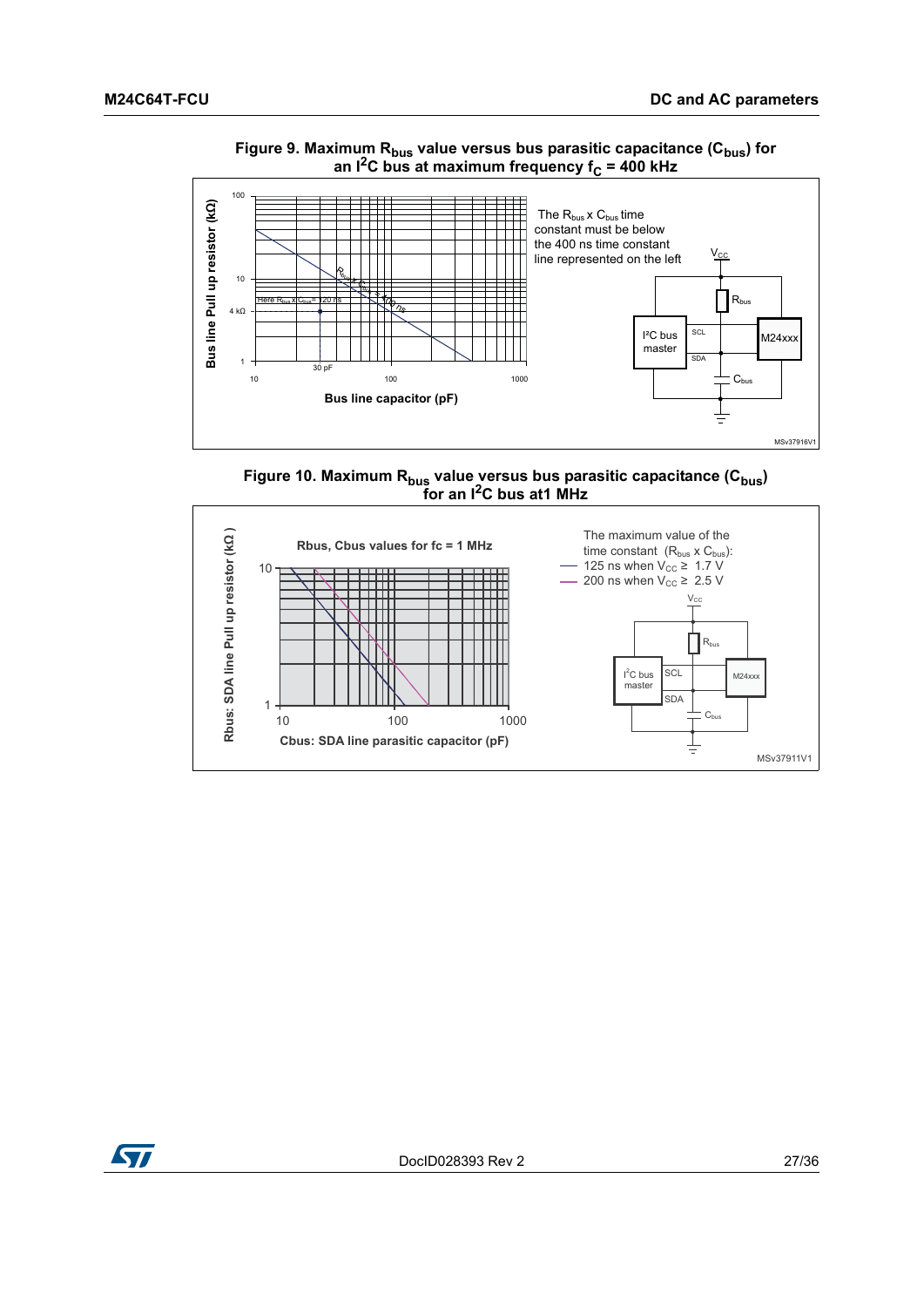**Figure 9. Maximum $R_{bus}$ value versus bus parasitic capacitance ($C_{bus}$) for an $I^2C$ bus at maximum frequency $f_C$ = 400 kHz**

The $R_{bus}$ x $C_{bus}$ time constant must be below the 400 ns time constant line represented on the left

**Figure 10. Maximum $R_{bus}$ value versus bus parasitic capacitance ($C_{bus}$) for an $I^2C$ bus at1 MHz**

The maximum value of the time constant ($R_{bus}$ x $C_{bus}$):

- 125 ns when $V_{CC}$ ≥ 1.7 V
- 200 ns when $V_{CC}$ ≥ 2.5 V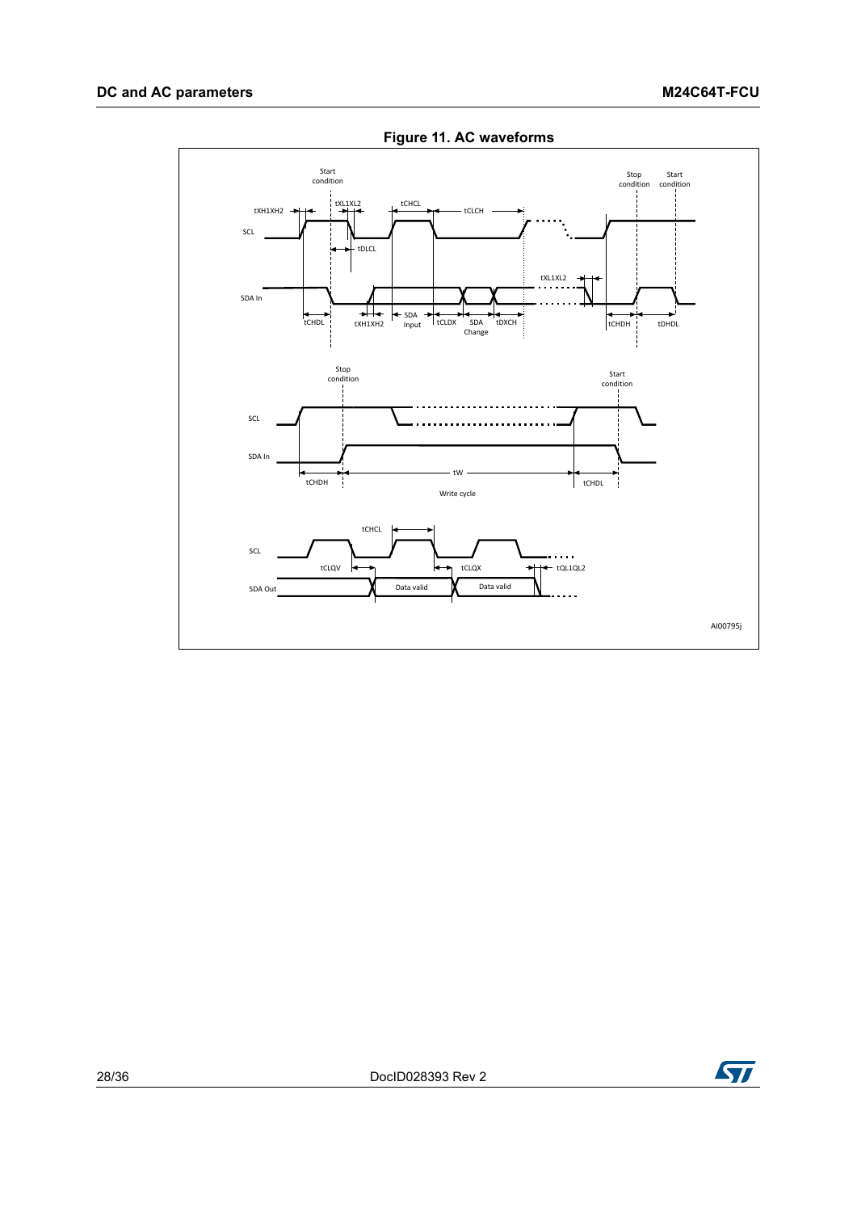**Figure 11. AC waveforms**

AI00795j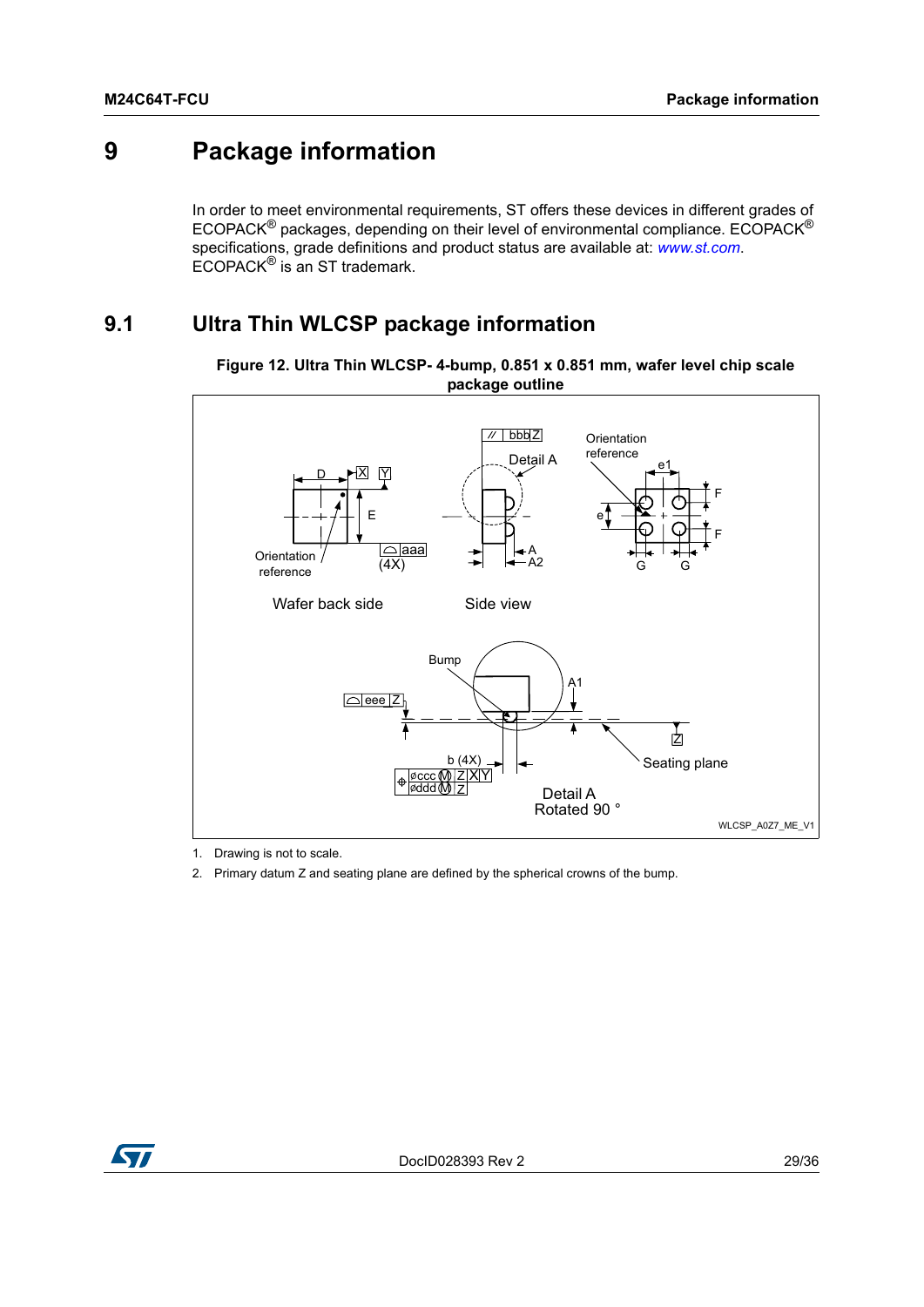# 9 Package information

In order to meet environmental requirements, ST offers these devices in different grades of ECOPACK® packages, depending on their level of environmental compliance. ECOPACK® specifications, grade definitions and product status are available at: *www.st.com*. ECOPACK® is an ST trademark.

## 9.1 Ultra Thin WLCSP package information

**Figure 12. Ultra Thin WLCSP- 4-bump, 0.851 x 0.851 mm, wafer level chip scale package outline**

1. Drawing is not to scale.
2. Primary datum Z and seating plane are defined by the spherical crowns of the bump.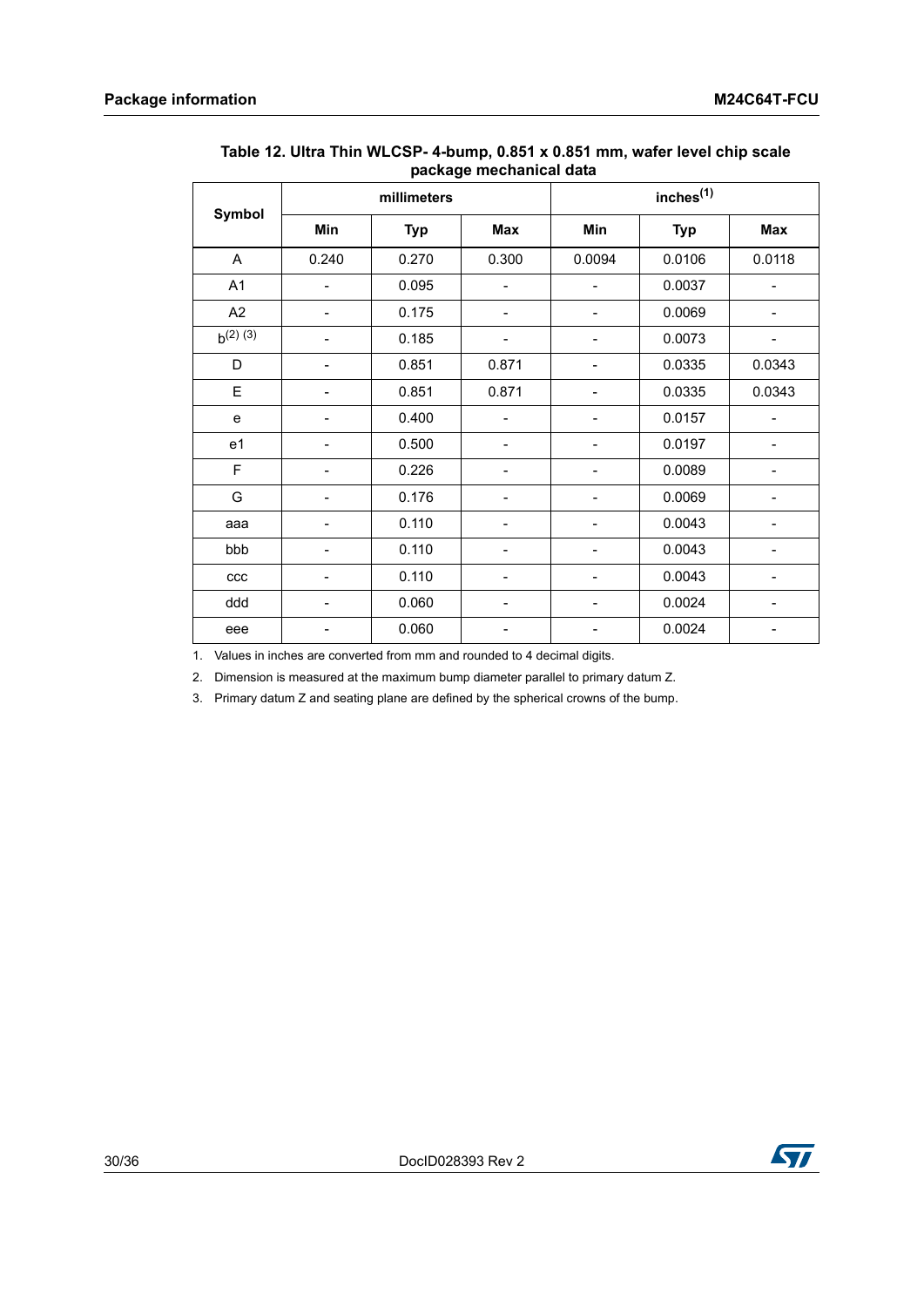**Table 12. Ultra Thin WLCSP- 4-bump, 0.851 x 0.851 mm, wafer level chip scale package mechanical data**

| Symbol | millimeters | | | inches[(1)] | | |
|---|---|---|---|---|---|---|
| | Min | Typ | Max | Min | Typ | Max |
| A | 0.240 | 0.270 | 0.300 | 0.0094 | 0.0106 | 0.0118 |
| A1 | - | 0.095 | - | - | 0.0037 | - |
| A2 | - | 0.175 | - | - | 0.0069 | - |
| b[(2) (3)] | - | 0.185 | - | - | 0.0073 | - |
| D | - | 0.851 | 0.871 | - | 0.0335 | 0.0343 |
| E | - | 0.851 | 0.871 | - | 0.0335 | 0.0343 |
| e | - | 0.400 | - | - | 0.0157 | - |
| e1 | - | 0.500 | - | - | 0.0197 | - |
| F | - | 0.226 | - | - | 0.0089 | - |
| G | - | 0.176 | - | - | 0.0069 | - |
| aaa | - | 0.110 | - | - | 0.0043 | - |
| bbb | - | 0.110 | - | - | 0.0043 | - |
| ccc | - | 0.110 | - | - | 0.0043 | - |
| ddd | - | 0.060 | - | - | 0.0024 | - |
| eee | - | 0.060 | - | - | 0.0024 | - |

1. Values in inches are converted from mm and rounded to 4 decimal digits.
2. Dimension is measured at the maximum bump diameter parallel to primary datum Z.
3. Primary datum Z and seating plane are defined by the spherical crowns of the bump.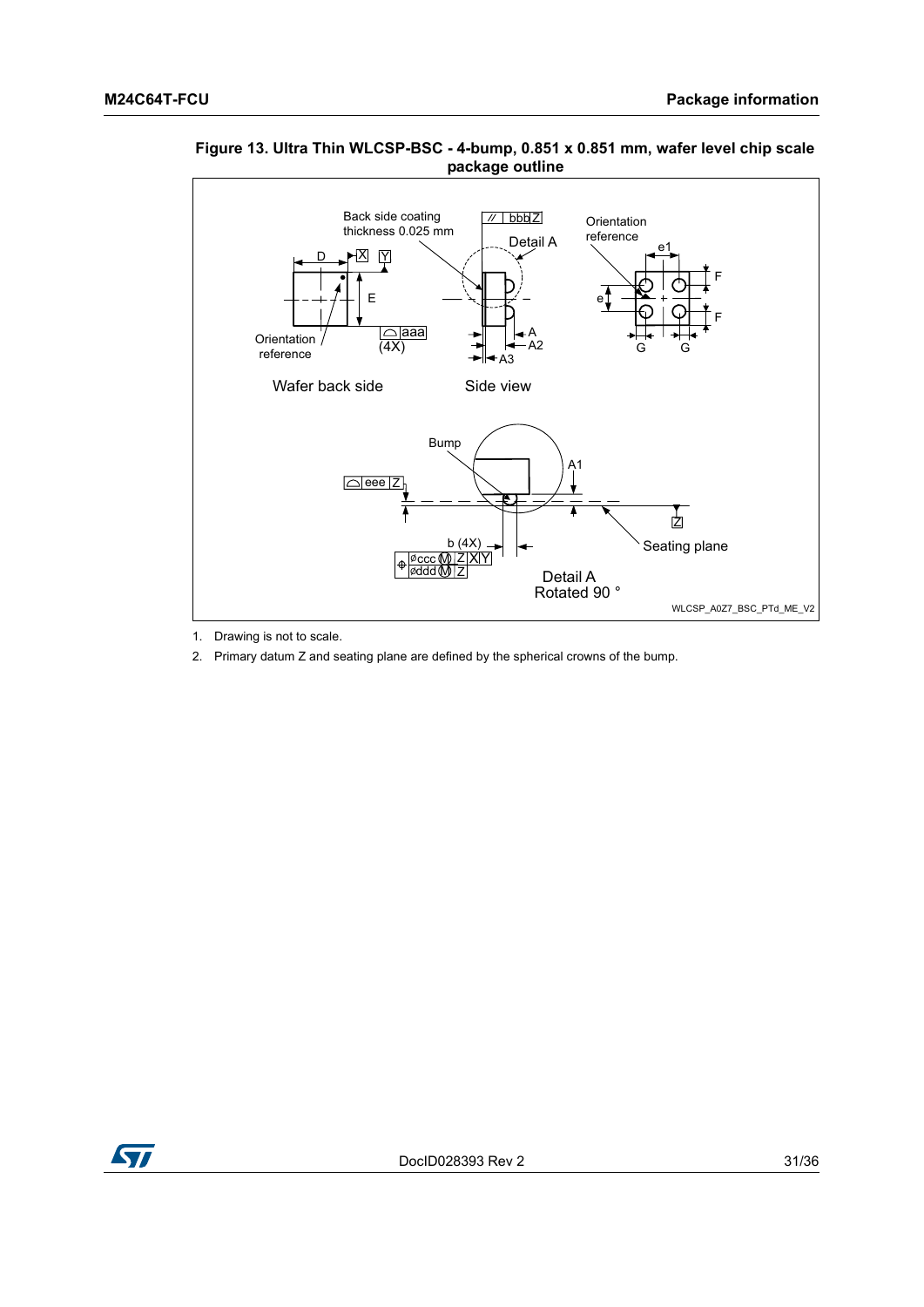**Figure 13. Ultra Thin WLCSP-BSC - 4-bump, 0.851 x 0.851 mm, wafer level chip scale package outline**

1. Drawing is not to scale.
2. Primary datum Z and seating plane are defined by the spherical crowns of the bump.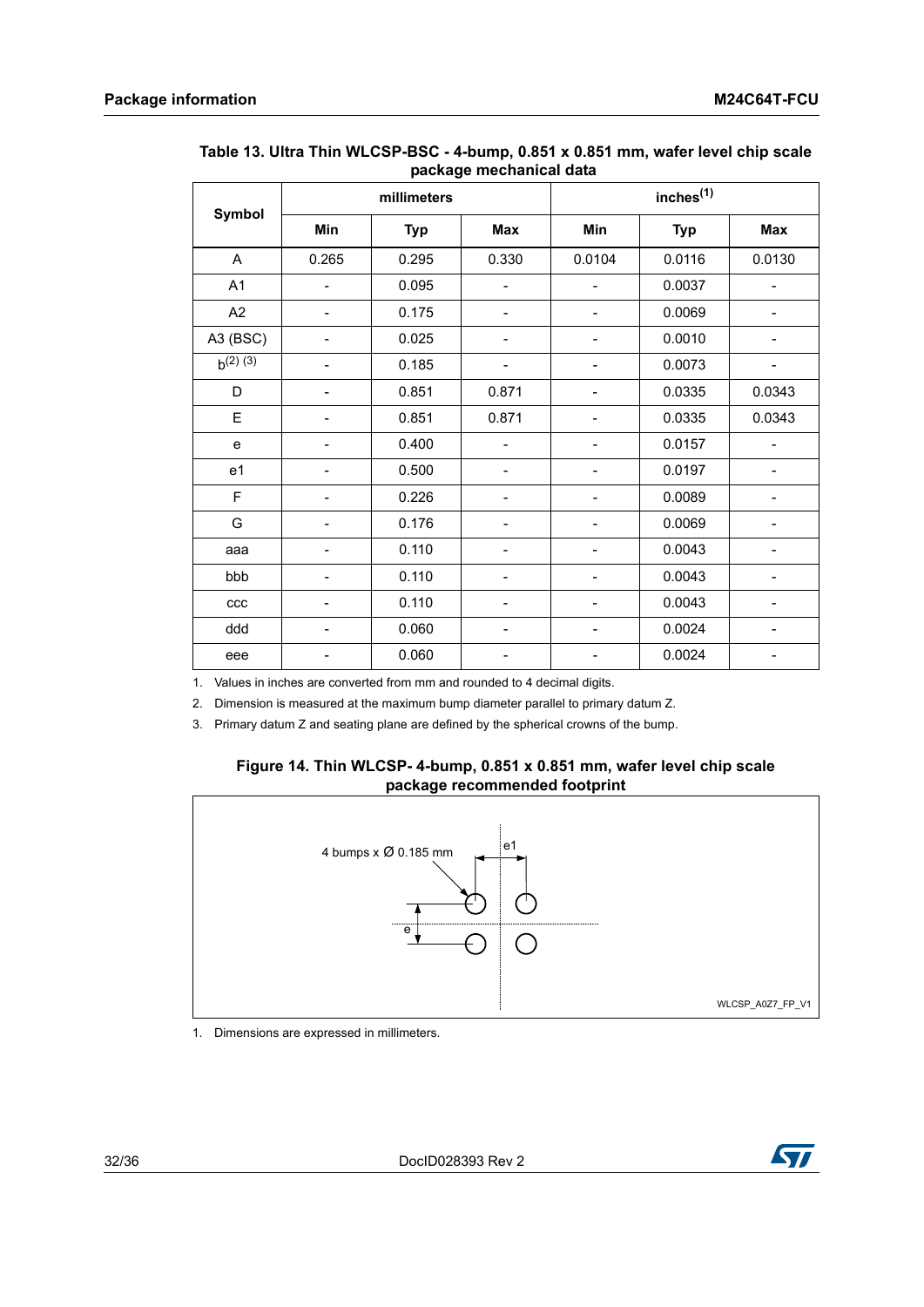Table 13. Ultra Thin WLCSP-BSC - 4-bump, 0.851 x 0.851 mm, wafer level chip scale package mechanical data

| Symbol | millimeters | | | inches[(1)] | | |
|---|---|---|---|---|---|---|
| | Min | Typ | Max | Min | Typ | Max |
| A | 0.265 | 0.295 | 0.330 | 0.0104 | 0.0116 | 0.0130 |
| A1 | - | 0.095 | - | - | 0.0037 | - |
| A2 | - | 0.175 | - | - | 0.0069 | - |
| A3 (BSC) | - | 0.025 | - | - | 0.0010 | - |
| b[(2) (3)] | - | 0.185 | - | - | 0.0073 | - |
| D | - | 0.851 | 0.871 | - | 0.0335 | 0.0343 |
| E | - | 0.851 | 0.871 | - | 0.0335 | 0.0343 |
| e | - | 0.400 | - | - | 0.0157 | - |
| e1 | - | 0.500 | - | - | 0.0197 | - |
| F | - | 0.226 | - | - | 0.0089 | - |
| G | - | 0.176 | - | - | 0.0069 | - |
| aaa | - | 0.110 | - | - | 0.0043 | - |
| bbb | - | 0.110 | - | - | 0.0043 | - |
| ccc | - | 0.110 | - | - | 0.0043 | - |
| ddd | - | 0.060 | - | - | 0.0024 | - |
| eee | - | 0.060 | - | - | 0.0024 | - |

1. Values in inches are converted from mm and rounded to 4 decimal digits.
2. Dimension is measured at the maximum bump diameter parallel to primary datum Z.
3. Primary datum Z and seating plane are defined by the spherical crowns of the bump.

Figure 14. Thin WLCSP- 4-bump, 0.851 x 0.851 mm, wafer level chip scale package recommended footprint

4 bumps x Ø 0.185 mm

e1

e

WLCSP_A0Z7_FP_V1

1. Dimensions are expressed in millimeters.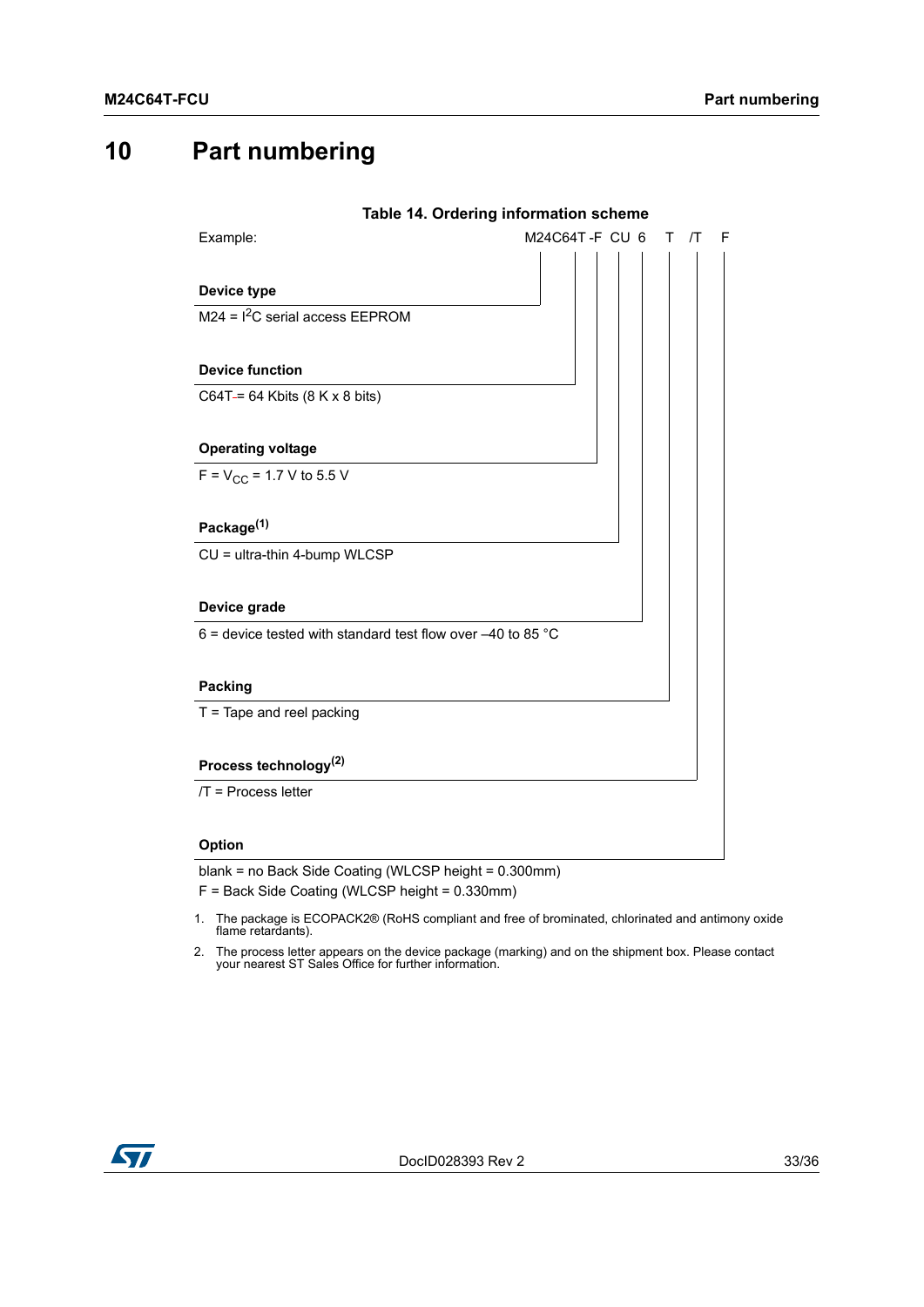# 10 Part numbering

**Table 14. Ordering information scheme**

Example: M24C64T -F CU 6 T /T F

**Device type**

M24 = I[2]C serial access EEPROM

**Device function**

C64T = 64 Kbits (8 K x 8 bits)

**Operating voltage**

F = $V_{CC}$ = 1.7 V to 5.5 V

**Package**[(1)]

CU = ultra-thin 4-bump WLCSP

**Device grade**

6 = device tested with standard test flow over –40 to 85 °C

**Packing**

T = Tape and reel packing

**Process technology**[(2)]

/T = Process letter

**Option**

blank = no Back Side Coating (WLCSP height = 0.300mm)

F = Back Side Coating (WLCSP height = 0.330mm)

1. The package is ECOPACK2® (RoHS compliant and free of brominated, chlorinated and antimony oxide flame retardants).
2. The process letter appears on the device package (marking) and on the shipment box. Please contact your nearest ST Sales Office for further information.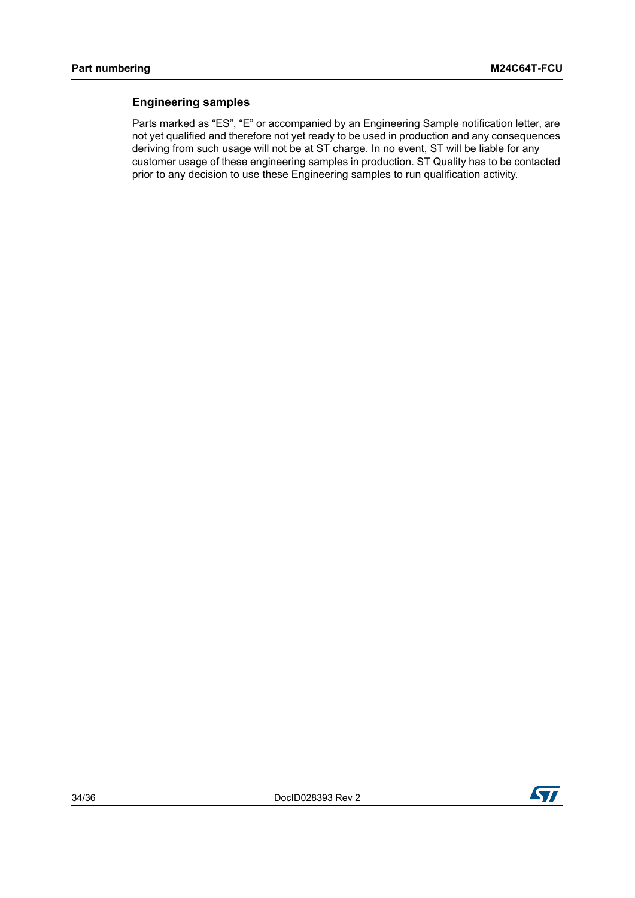### Engineering samples

Parts marked as “ES”, “E” or accompanied by an Engineering Sample notification letter, are not yet qualified and therefore not yet ready to be used in production and any consequences deriving from such usage will not be at ST charge. In no event, ST will be liable for any customer usage of these engineering samples in production. ST Quality has to be contacted prior to any decision to use these Engineering samples to run qualification activity.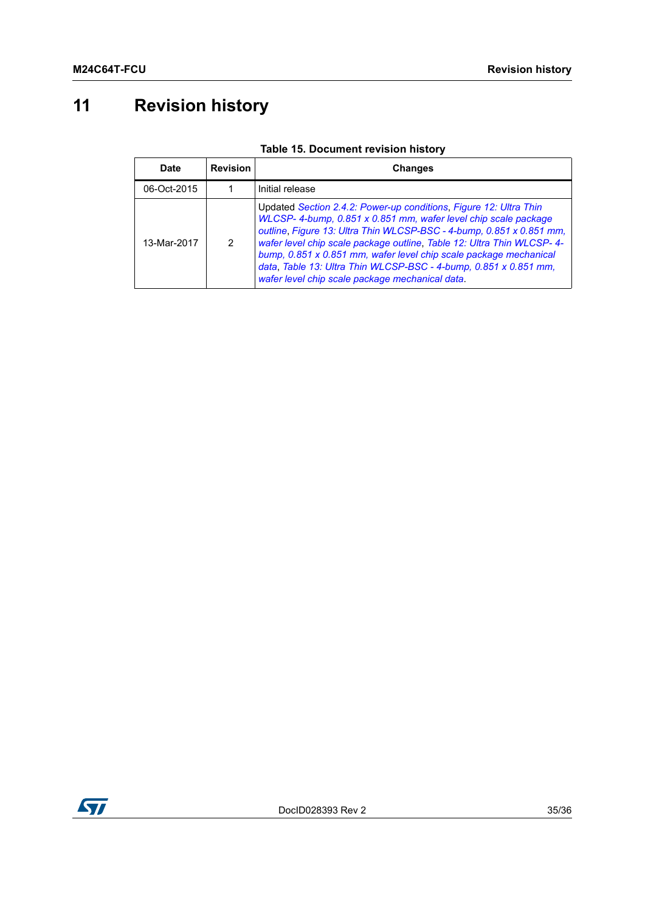# 11 Revision history

**Table 15. Document revision history**

| Date | Revision | Changes |
|---|---|---|
| 06-Oct-2015 | 1 | Initial release |
| 13-Mar-2017 | 2 | Updated *Section 2.4.2: Power-up conditions*, *Figure 12: Ultra Thin WLCSP- 4-bump, 0.851 x 0.851 mm, wafer level chip scale package outline*, *Figure 13: Ultra Thin WLCSP-BSC - 4-bump, 0.851 x 0.851 mm, wafer level chip scale package outline*, *Table 12: Ultra Thin WLCSP- 4-bump, 0.851 x 0.851 mm, wafer level chip scale package mechanical data*, *Table 13: Ultra Thin WLCSP-BSC - 4-bump, 0.851 x 0.851 mm, wafer level chip scale package mechanical data*. |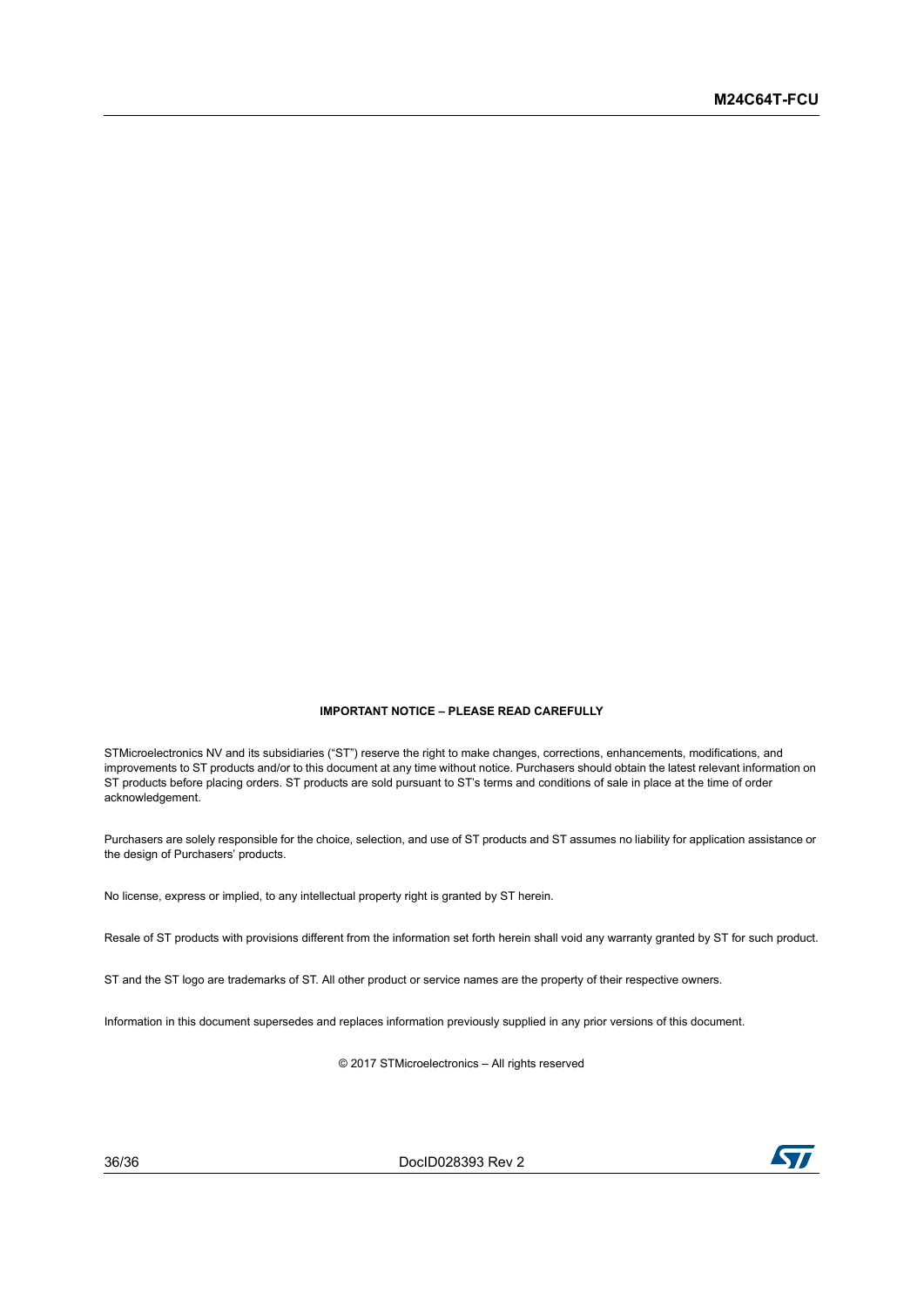**IMPORTANT NOTICE – PLEASE READ CAREFULLY**

STMicroelectronics NV and its subsidiaries (“ST”) reserve the right to make changes, corrections, enhancements, modifications, and improvements to ST products and/or to this document at any time without notice. Purchasers should obtain the latest relevant information on ST products before placing orders. ST products are sold pursuant to ST’s terms and conditions of sale in place at the time of order acknowledgement.

Purchasers are solely responsible for the choice, selection, and use of ST products and ST assumes no liability for application assistance or the design of Purchasers’ products.

No license, express or implied, to any intellectual property right is granted by ST herein.

Resale of ST products with provisions different from the information set forth herein shall void any warranty granted by ST for such product.

ST and the ST logo are trademarks of ST. All other product or service names are the property of their respective owners.

Information in this document supersedes and replaces information previously supplied in any prior versions of this document.

© 2017 STMicroelectronics – All rights reserved